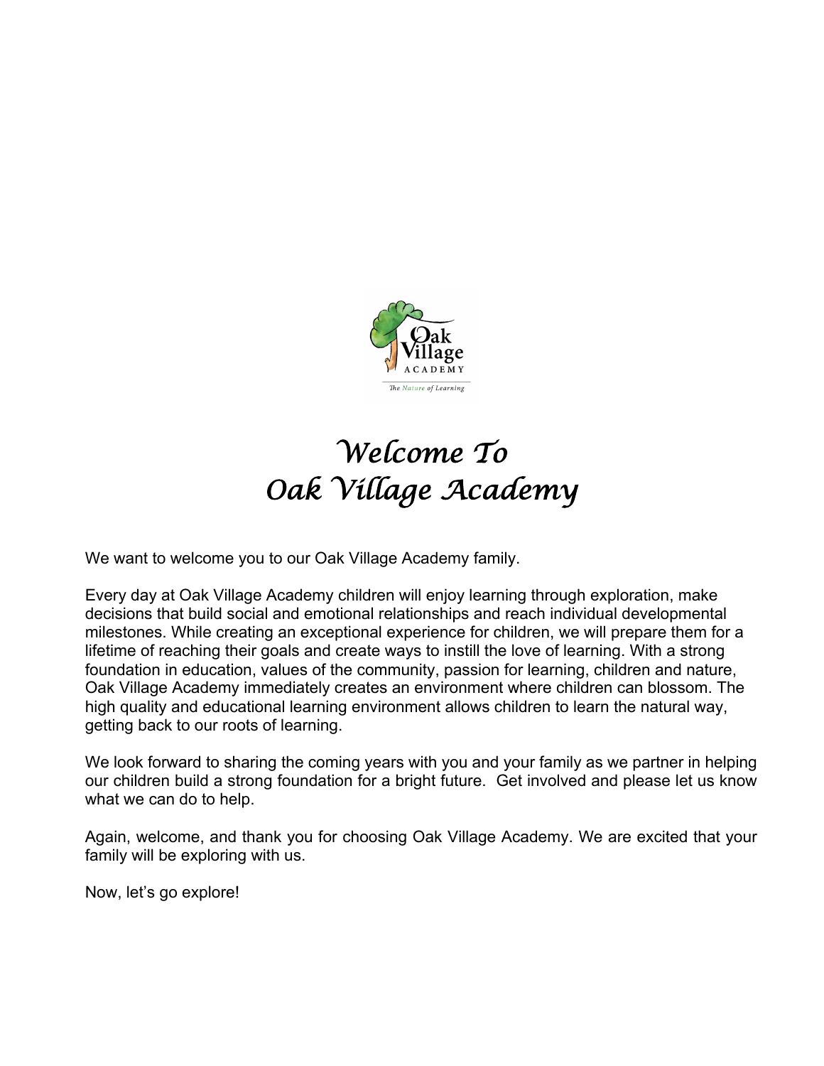# Welcome To Oak Village Academy

We want to welcome you to our Oak Village Academy family.

Every day at Oak Village Academy children will enjoy learning through exploration, make decisions that build social and emotional relationships and reach individual developmental milestones. While creating an exceptional experience for children, we will prepare them for a lifetime of reaching their goals and create ways to instill the love of learning. With a strong foundation in education, values of the community, passion for learning, children and nature, Oak Village Academy immediately creates an environment where children can blossom. The high quality and educational learning environment allows children to learn the natural way, getting back to our roots of learning.

We look forward to sharing the coming years with you and your family as we partner in helping our children build a strong foundation for a bright future. Get involved and please let us know what we can do to help.

Again, welcome, and thank you for choosing Oak Village Academy. We are excited that your family will be exploring with us.

Now, let's go explore!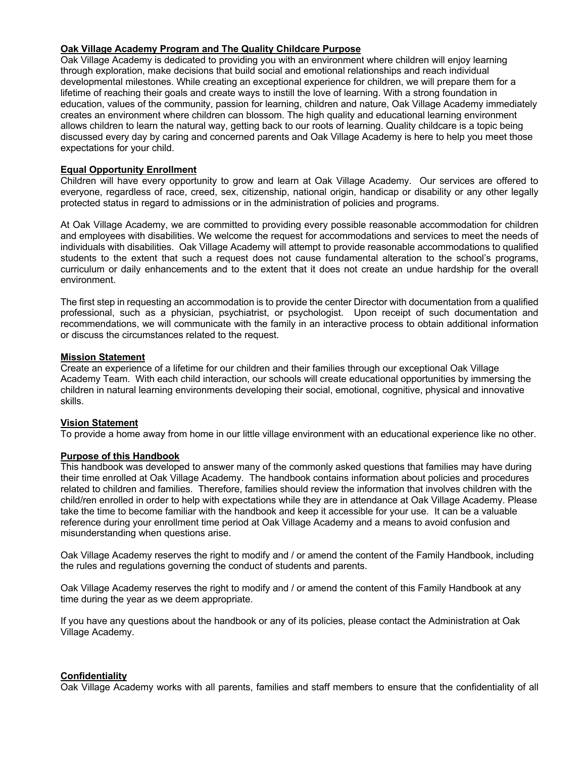## Oak Village Academy Program and The Quality Childcare Purpose

Oak Village Academy is dedicated to providing you with an environment where children will enjoy learning through exploration, make decisions that build social and emotional relationships and reach individual developmental milestones. While creating an exceptional experience for children, we will prepare them for a lifetime of reaching their goals and create ways to instill the love of learning. With a strong foundation in education, values of the community, passion for learning, children and nature, Oak Village Academy immediately creates an environment where children can blossom. The high quality and educational learning environment allows children to learn the natural way, getting back to our roots of learning. Quality childcare is a topic being discussed every day by caring and concerned parents and Oak Village Academy is here to help you meet those expectations for your child.

## Equal Opportunity Enrollment

Children will have every opportunity to grow and learn at Oak Village Academy. Our services are offered to everyone, regardless of race, creed, sex, citizenship, national origin, handicap or disability or any other legally protected status in regard to admissions or in the administration of policies and programs.

At Oak Village Academy, we are committed to providing every possible reasonable accommodation for children and employees with disabilities. We welcome the request for accommodations and services to meet the needs of individuals with disabilities. Oak Village Academy will attempt to provide reasonable accommodations to qualified students to the extent that such a request does not cause fundamental alteration to the school's programs, curriculum or daily enhancements and to the extent that it does not create an undue hardship for the overall environment.

The first step in requesting an accommodation is to provide the center Director with documentation from a qualified professional, such as a physician, psychiatrist, or psychologist. Upon receipt of such documentation and recommendations, we will communicate with the family in an interactive process to obtain additional information or discuss the circumstances related to the request.

## Mission Statement

Create an experience of a lifetime for our children and their families through our exceptional Oak Village Academy Team. With each child interaction, our schools will create educational opportunities by immersing the children in natural learning environments developing their social, emotional, cognitive, physical and innovative skills.

## Vision Statement

To provide a home away from home in our little village environment with an educational experience like no other.

## Purpose of this Handbook

This handbook was developed to answer many of the commonly asked questions that families may have during their time enrolled at Oak Village Academy. The handbook contains information about policies and procedures related to children and families. Therefore, families should review the information that involves children with the child/ren enrolled in order to help with expectations while they are in attendance at Oak Village Academy. Please take the time to become familiar with the handbook and keep it accessible for your use. It can be a valuable reference during your enrollment time period at Oak Village Academy and a means to avoid confusion and misunderstanding when questions arise.

Oak Village Academy reserves the right to modify and / or amend the content of the Family Handbook, including the rules and regulations governing the conduct of students and parents.

Oak Village Academy reserves the right to modify and / or amend the content of this Family Handbook at any time during the year as we deem appropriate.

If you have any questions about the handbook or any of its policies, please contact the Administration at Oak Village Academy.

## Confidentiality

Oak Village Academy works with all parents, families and staff members to ensure that the confidentiality of all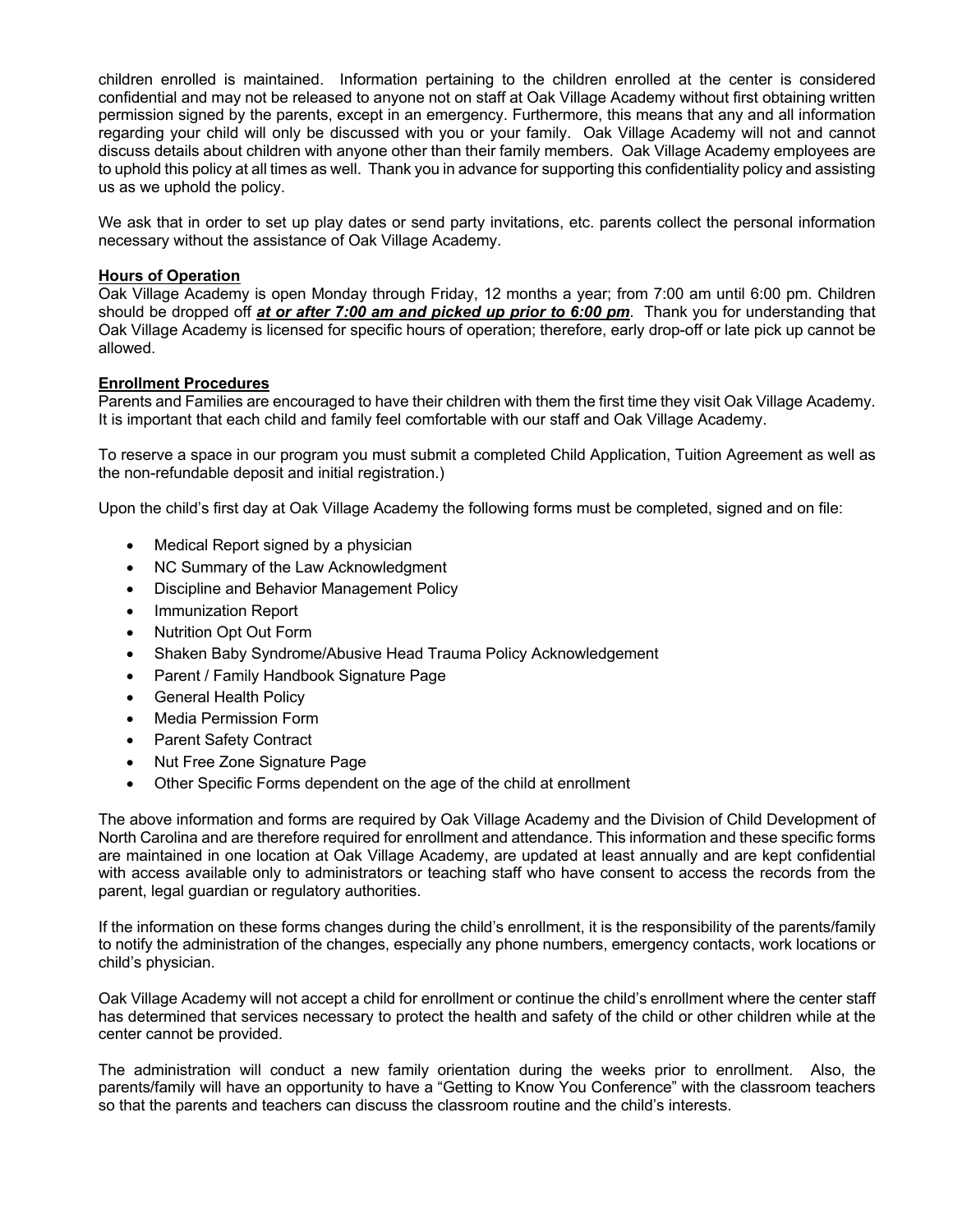children enrolled is maintained. Information pertaining to the children enrolled at the center is considered confidential and may not be released to anyone not on staff at Oak Village Academy without first obtaining written permission signed by the parents, except in an emergency. Furthermore, this means that any and all information regarding your child will only be discussed with you or your family. Oak Village Academy will not and cannot discuss details about children with anyone other than their family members. Oak Village Academy employees are to uphold this policy at all times as well. Thank you in advance for supporting this confidentiality policy and assisting us as we uphold the policy.

We ask that in order to set up play dates or send party invitations, etc. parents collect the personal information necessary without the assistance of Oak Village Academy.

**Hours of Operation**

Oak Village Academy is open Monday through Friday, 12 months a year; from 7:00 am until 6:00 pm. Children should be dropped off ***at or after 7:00 am and picked up prior to 6:00 pm***. Thank you for understanding that Oak Village Academy is licensed for specific hours of operation; therefore, early drop-off or late pick up cannot be allowed.

**Enrollment Procedures**

Parents and Families are encouraged to have their children with them the first time they visit Oak Village Academy. It is important that each child and family feel comfortable with our staff and Oak Village Academy.

To reserve a space in our program you must submit a completed Child Application, Tuition Agreement as well as the non-refundable deposit and initial registration.)

Upon the child's first day at Oak Village Academy the following forms must be completed, signed and on file:

- Medical Report signed by a physician
- NC Summary of the Law Acknowledgment
- Discipline and Behavior Management Policy
- Immunization Report
- Nutrition Opt Out Form
- Shaken Baby Syndrome/Abusive Head Trauma Policy Acknowledgement
- Parent / Family Handbook Signature Page
- General Health Policy
- Media Permission Form
- Parent Safety Contract
- Nut Free Zone Signature Page
- Other Specific Forms dependent on the age of the child at enrollment

The above information and forms are required by Oak Village Academy and the Division of Child Development of North Carolina and are therefore required for enrollment and attendance. This information and these specific forms are maintained in one location at Oak Village Academy, are updated at least annually and are kept confidential with access available only to administrators or teaching staff who have consent to access the records from the parent, legal guardian or regulatory authorities.

If the information on these forms changes during the child's enrollment, it is the responsibility of the parents/family to notify the administration of the changes, especially any phone numbers, emergency contacts, work locations or child's physician.

Oak Village Academy will not accept a child for enrollment or continue the child's enrollment where the center staff has determined that services necessary to protect the health and safety of the child or other children while at the center cannot be provided.

The administration will conduct a new family orientation during the weeks prior to enrollment. Also, the parents/family will have an opportunity to have a "Getting to Know You Conference" with the classroom teachers so that the parents and teachers can discuss the classroom routine and the child's interests.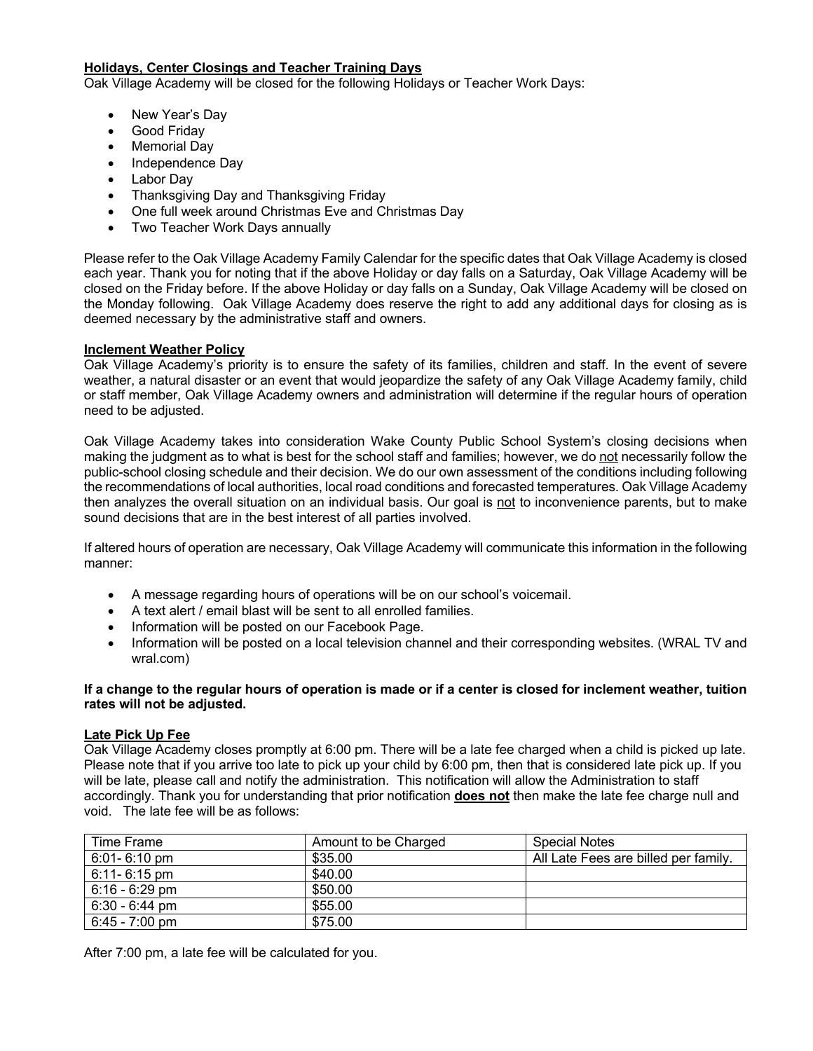## Holidays, Center Closings and Teacher Training Days

Oak Village Academy will be closed for the following Holidays or Teacher Work Days:

- New Year's Day
- Good Friday
- Memorial Day
- Independence Day
- Labor Day
- Thanksgiving Day and Thanksgiving Friday
- One full week around Christmas Eve and Christmas Day
- Two Teacher Work Days annually

Please refer to the Oak Village Academy Family Calendar for the specific dates that Oak Village Academy is closed each year. Thank you for noting that if the above Holiday or day falls on a Saturday, Oak Village Academy will be closed on the Friday before. If the above Holiday or day falls on a Sunday, Oak Village Academy will be closed on the Monday following. Oak Village Academy does reserve the right to add any additional days for closing as is deemed necessary by the administrative staff and owners.

## Inclement Weather Policy

Oak Village Academy's priority is to ensure the safety of its families, children and staff. In the event of severe weather, a natural disaster or an event that would jeopardize the safety of any Oak Village Academy family, child or staff member, Oak Village Academy owners and administration will determine if the regular hours of operation need to be adjusted.

Oak Village Academy takes into consideration Wake County Public School System's closing decisions when making the judgment as to what is best for the school staff and families; however, we do not necessarily follow the public-school closing schedule and their decision. We do our own assessment of the conditions including following the recommendations of local authorities, local road conditions and forecasted temperatures. Oak Village Academy then analyzes the overall situation on an individual basis. Our goal is not to inconvenience parents, but to make sound decisions that are in the best interest of all parties involved.

If altered hours of operation are necessary, Oak Village Academy will communicate this information in the following manner:

- A message regarding hours of operations will be on our school's voicemail.
- A text alert / email blast will be sent to all enrolled families.
- Information will be posted on our Facebook Page.
- Information will be posted on a local television channel and their corresponding websites. (WRAL TV and wral.com)

**If a change to the regular hours of operation is made or if a center is closed for inclement weather, tuition rates will not be adjusted.**

## Late Pick Up Fee

Oak Village Academy closes promptly at 6:00 pm. There will be a late fee charged when a child is picked up late. Please note that if you arrive too late to pick up your child by 6:00 pm, then that is considered late pick up. If you will be late, please call and notify the administration. This notification will allow the Administration to staff accordingly. Thank you for understanding that prior notification **does not** then make the late fee charge null and void. The late fee will be as follows:

| Time Frame | Amount to be Charged | Special Notes |
| --- | --- | --- |
| 6:01- 6:10 pm | $35.00 | All Late Fees are billed per family. |
| 6:11- 6:15 pm | $40.00 | |
| 6:16 - 6:29 pm | $50.00 | |
| 6:30 - 6:44 pm | $55.00 | |
| 6:45 - 7:00 pm | $75.00 | |

After 7:00 pm, a late fee will be calculated for you.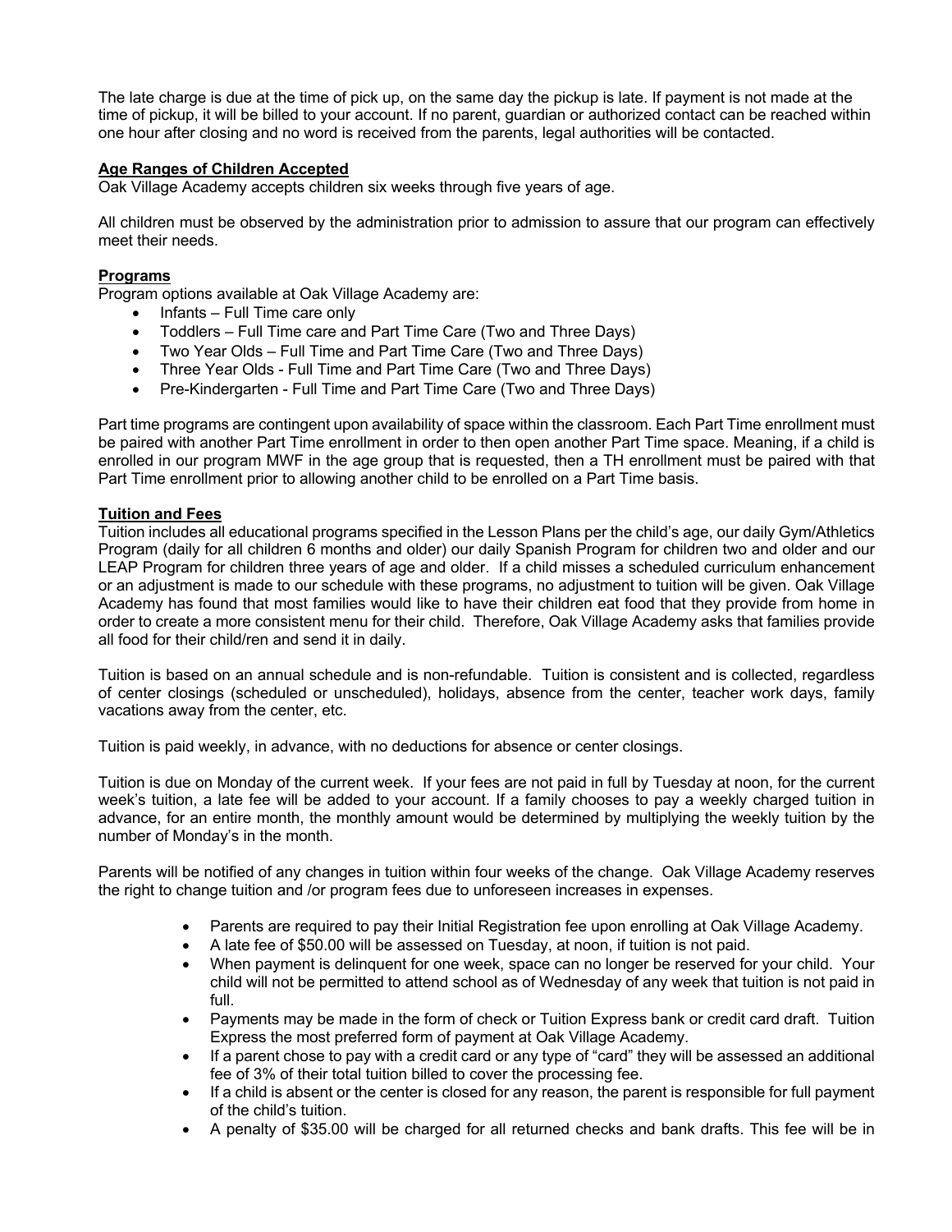The late charge is due at the time of pick up, on the same day the pickup is late. If payment is not made at the time of pickup, it will be billed to your account. If no parent, guardian or authorized contact can be reached within one hour after closing and no word is received from the parents, legal authorities will be contacted.

**Age Ranges of Children Accepted**

Oak Village Academy accepts children six weeks through five years of age.

All children must be observed by the administration prior to admission to assure that our program can effectively meet their needs.

**Programs**

Program options available at Oak Village Academy are:

- Infants – Full Time care only
- Toddlers – Full Time care and Part Time Care (Two and Three Days)
- Two Year Olds – Full Time and Part Time Care (Two and Three Days)
- Three Year Olds - Full Time and Part Time Care (Two and Three Days)
- Pre-Kindergarten - Full Time and Part Time Care (Two and Three Days)

Part time programs are contingent upon availability of space within the classroom. Each Part Time enrollment must be paired with another Part Time enrollment in order to then open another Part Time space. Meaning, if a child is enrolled in our program MWF in the age group that is requested, then a TH enrollment must be paired with that Part Time enrollment prior to allowing another child to be enrolled on a Part Time basis.

**Tuition and Fees**

Tuition includes all educational programs specified in the Lesson Plans per the child's age, our daily Gym/Athletics Program (daily for all children 6 months and older) our daily Spanish Program for children two and older and our LEAP Program for children three years of age and older. If a child misses a scheduled curriculum enhancement or an adjustment is made to our schedule with these programs, no adjustment to tuition will be given. Oak Village Academy has found that most families would like to have their children eat food that they provide from home in order to create a more consistent menu for their child. Therefore, Oak Village Academy asks that families provide all food for their child/ren and send it in daily.

Tuition is based on an annual schedule and is non-refundable. Tuition is consistent and is collected, regardless of center closings (scheduled or unscheduled), holidays, absence from the center, teacher work days, family vacations away from the center, etc.

Tuition is paid weekly, in advance, with no deductions for absence or center closings.

Tuition is due on Monday of the current week. If your fees are not paid in full by Tuesday at noon, for the current week's tuition, a late fee will be added to your account. If a family chooses to pay a weekly charged tuition in advance, for an entire month, the monthly amount would be determined by multiplying the weekly tuition by the number of Monday's in the month.

Parents will be notified of any changes in tuition within four weeks of the change. Oak Village Academy reserves the right to change tuition and /or program fees due to unforeseen increases in expenses.

- Parents are required to pay their Initial Registration fee upon enrolling at Oak Village Academy.
- A late fee of $50.00 will be assessed on Tuesday, at noon, if tuition is not paid.
- When payment is delinquent for one week, space can no longer be reserved for your child. Your child will not be permitted to attend school as of Wednesday of any week that tuition is not paid in full.
- Payments may be made in the form of check or Tuition Express bank or credit card draft. Tuition Express the most preferred form of payment at Oak Village Academy.
- If a parent chose to pay with a credit card or any type of "card" they will be assessed an additional fee of 3% of their total tuition billed to cover the processing fee.
- If a child is absent or the center is closed for any reason, the parent is responsible for full payment of the child's tuition.
- A penalty of $35.00 will be charged for all returned checks and bank drafts. This fee will be in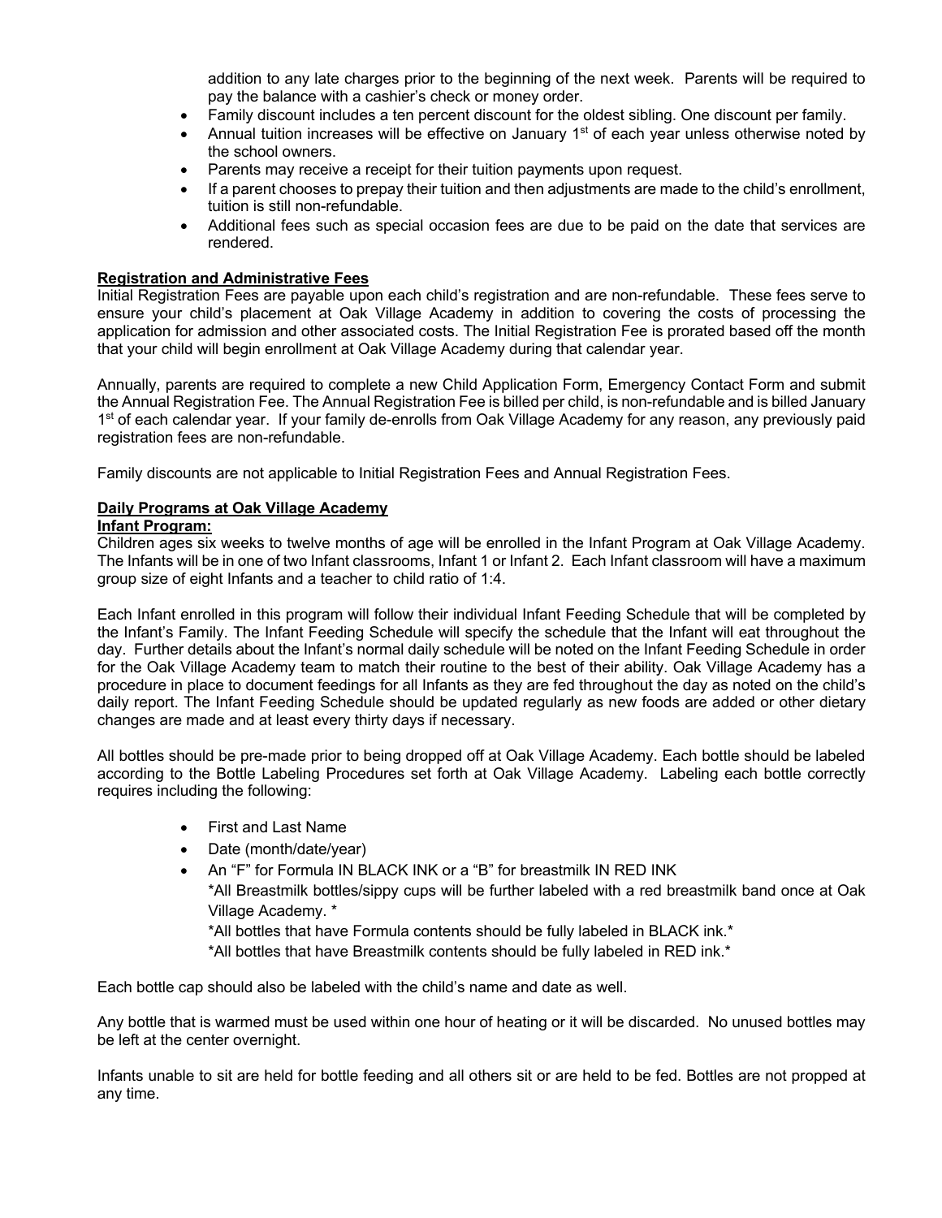addition to any late charges prior to the beginning of the next week. Parents will be required to pay the balance with a cashier's check or money order.

- Family discount includes a ten percent discount for the oldest sibling. One discount per family.
- Annual tuition increases will be effective on January 1st of each year unless otherwise noted by the school owners.
- Parents may receive a receipt for their tuition payments upon request.
- If a parent chooses to prepay their tuition and then adjustments are made to the child's enrollment, tuition is still non-refundable.
- Additional fees such as special occasion fees are due to be paid on the date that services are rendered.

**Registration and Administrative Fees**

Initial Registration Fees are payable upon each child's registration and are non-refundable. These fees serve to ensure your child's placement at Oak Village Academy in addition to covering the costs of processing the application for admission and other associated costs. The Initial Registration Fee is prorated based off the month that your child will begin enrollment at Oak Village Academy during that calendar year.

Annually, parents are required to complete a new Child Application Form, Emergency Contact Form and submit the Annual Registration Fee. The Annual Registration Fee is billed per child, is non-refundable and is billed January 1st of each calendar year. If your family de-enrolls from Oak Village Academy for any reason, any previously paid registration fees are non-refundable.

Family discounts are not applicable to Initial Registration Fees and Annual Registration Fees.

**Daily Programs at Oak Village Academy**

**Infant Program:**

Children ages six weeks to twelve months of age will be enrolled in the Infant Program at Oak Village Academy. The Infants will be in one of two Infant classrooms, Infant 1 or Infant 2. Each Infant classroom will have a maximum group size of eight Infants and a teacher to child ratio of 1:4.

Each Infant enrolled in this program will follow their individual Infant Feeding Schedule that will be completed by the Infant's Family. The Infant Feeding Schedule will specify the schedule that the Infant will eat throughout the day. Further details about the Infant's normal daily schedule will be noted on the Infant Feeding Schedule in order for the Oak Village Academy team to match their routine to the best of their ability. Oak Village Academy has a procedure in place to document feedings for all Infants as they are fed throughout the day as noted on the child's daily report. The Infant Feeding Schedule should be updated regularly as new foods are added or other dietary changes are made and at least every thirty days if necessary.

All bottles should be pre-made prior to being dropped off at Oak Village Academy. Each bottle should be labeled according to the Bottle Labeling Procedures set forth at Oak Village Academy. Labeling each bottle correctly requires including the following:

- First and Last Name
- Date (month/date/year)
- An "F" for Formula IN BLACK INK or a "B" for breastmilk IN RED INK
  *All Breastmilk bottles/sippy cups will be further labeled with a red breastmilk band once at Oak Village Academy. *
  *All bottles that have Formula contents should be fully labeled in BLACK ink.*
  *All bottles that have Breastmilk contents should be fully labeled in RED ink.*

Each bottle cap should also be labeled with the child's name and date as well.

Any bottle that is warmed must be used within one hour of heating or it will be discarded. No unused bottles may be left at the center overnight.

Infants unable to sit are held for bottle feeding and all others sit or are held to be fed. Bottles are not propped at any time.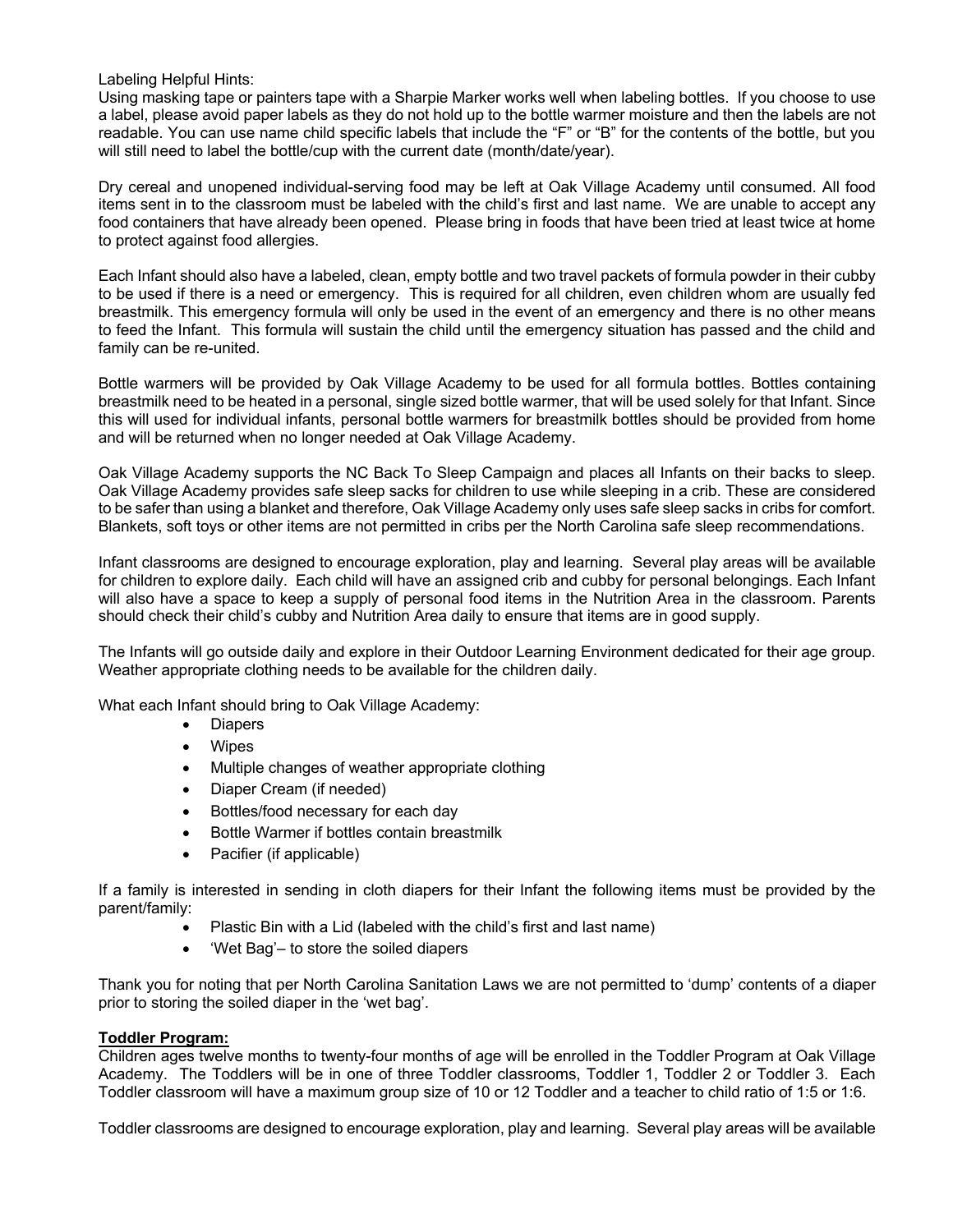Labeling Helpful Hints:
Using masking tape or painters tape with a Sharpie Marker works well when labeling bottles. If you choose to use a label, please avoid paper labels as they do not hold up to the bottle warmer moisture and then the labels are not readable. You can use name child specific labels that include the "F" or "B" for the contents of the bottle, but you will still need to label the bottle/cup with the current date (month/date/year).

Dry cereal and unopened individual-serving food may be left at Oak Village Academy until consumed. All food items sent in to the classroom must be labeled with the child's first and last name. We are unable to accept any food containers that have already been opened. Please bring in foods that have been tried at least twice at home to protect against food allergies.

Each Infant should also have a labeled, clean, empty bottle and two travel packets of formula powder in their cubby to be used if there is a need or emergency. This is required for all children, even children whom are usually fed breastmilk. This emergency formula will only be used in the event of an emergency and there is no other means to feed the Infant. This formula will sustain the child until the emergency situation has passed and the child and family can be re-united.

Bottle warmers will be provided by Oak Village Academy to be used for all formula bottles. Bottles containing breastmilk need to be heated in a personal, single sized bottle warmer, that will be used solely for that Infant. Since this will used for individual infants, personal bottle warmers for breastmilk bottles should be provided from home and will be returned when no longer needed at Oak Village Academy.

Oak Village Academy supports the NC Back To Sleep Campaign and places all Infants on their backs to sleep. Oak Village Academy provides safe sleep sacks for children to use while sleeping in a crib. These are considered to be safer than using a blanket and therefore, Oak Village Academy only uses safe sleep sacks in cribs for comfort. Blankets, soft toys or other items are not permitted in cribs per the North Carolina safe sleep recommendations.

Infant classrooms are designed to encourage exploration, play and learning. Several play areas will be available for children to explore daily. Each child will have an assigned crib and cubby for personal belongings. Each Infant will also have a space to keep a supply of personal food items in the Nutrition Area in the classroom. Parents should check their child's cubby and Nutrition Area daily to ensure that items are in good supply.

The Infants will go outside daily and explore in their Outdoor Learning Environment dedicated for their age group. Weather appropriate clothing needs to be available for the children daily.

What each Infant should bring to Oak Village Academy:

- Diapers
- Wipes
- Multiple changes of weather appropriate clothing
- Diaper Cream (if needed)
- Bottles/food necessary for each day
- Bottle Warmer if bottles contain breastmilk
- Pacifier (if applicable)

If a family is interested in sending in cloth diapers for their Infant the following items must be provided by the parent/family:

- Plastic Bin with a Lid (labeled with the child's first and last name)
- 'Wet Bag'– to store the soiled diapers

Thank you for noting that per North Carolina Sanitation Laws we are not permitted to 'dump' contents of a diaper prior to storing the soiled diaper in the 'wet bag'.

**Toddler Program:**

Children ages twelve months to twenty-four months of age will be enrolled in the Toddler Program at Oak Village Academy. The Toddlers will be in one of three Toddler classrooms, Toddler 1, Toddler 2 or Toddler 3. Each Toddler classroom will have a maximum group size of 10 or 12 Toddler and a teacher to child ratio of 1:5 or 1:6.

Toddler classrooms are designed to encourage exploration, play and learning. Several play areas will be available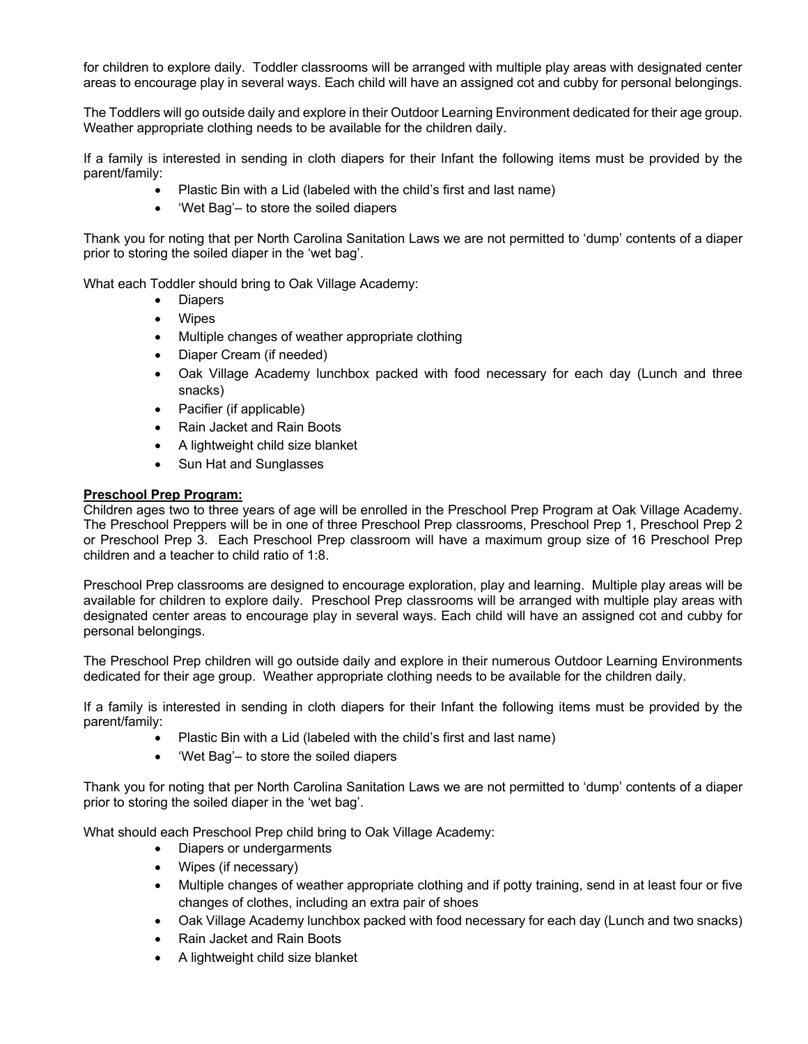for children to explore daily. Toddler classrooms will be arranged with multiple play areas with designated center areas to encourage play in several ways. Each child will have an assigned cot and cubby for personal belongings.

The Toddlers will go outside daily and explore in their Outdoor Learning Environment dedicated for their age group. Weather appropriate clothing needs to be available for the children daily.

If a family is interested in sending in cloth diapers for their Infant the following items must be provided by the parent/family:

- Plastic Bin with a Lid (labeled with the child's first and last name)
- 'Wet Bag'– to store the soiled diapers

Thank you for noting that per North Carolina Sanitation Laws we are not permitted to 'dump' contents of a diaper prior to storing the soiled diaper in the 'wet bag'.

What each Toddler should bring to Oak Village Academy:

- Diapers
- Wipes
- Multiple changes of weather appropriate clothing
- Diaper Cream (if needed)
- Oak Village Academy lunchbox packed with food necessary for each day (Lunch and three snacks)
- Pacifier (if applicable)
- Rain Jacket and Rain Boots
- A lightweight child size blanket
- Sun Hat and Sunglasses

**Preschool Prep Program:**

Children ages two to three years of age will be enrolled in the Preschool Prep Program at Oak Village Academy. The Preschool Preppers will be in one of three Preschool Prep classrooms, Preschool Prep 1, Preschool Prep 2 or Preschool Prep 3. Each Preschool Prep classroom will have a maximum group size of 16 Preschool Prep children and a teacher to child ratio of 1:8.

Preschool Prep classrooms are designed to encourage exploration, play and learning. Multiple play areas will be available for children to explore daily. Preschool Prep classrooms will be arranged with multiple play areas with designated center areas to encourage play in several ways. Each child will have an assigned cot and cubby for personal belongings.

The Preschool Prep children will go outside daily and explore in their numerous Outdoor Learning Environments dedicated for their age group. Weather appropriate clothing needs to be available for the children daily.

If a family is interested in sending in cloth diapers for their Infant the following items must be provided by the parent/family:

- Plastic Bin with a Lid (labeled with the child's first and last name)
- 'Wet Bag'– to store the soiled diapers

Thank you for noting that per North Carolina Sanitation Laws we are not permitted to 'dump' contents of a diaper prior to storing the soiled diaper in the 'wet bag'.

What should each Preschool Prep child bring to Oak Village Academy:

- Diapers or undergarments
- Wipes (if necessary)
- Multiple changes of weather appropriate clothing and if potty training, send in at least four or five changes of clothes, including an extra pair of shoes
- Oak Village Academy lunchbox packed with food necessary for each day (Lunch and two snacks)
- Rain Jacket and Rain Boots
- A lightweight child size blanket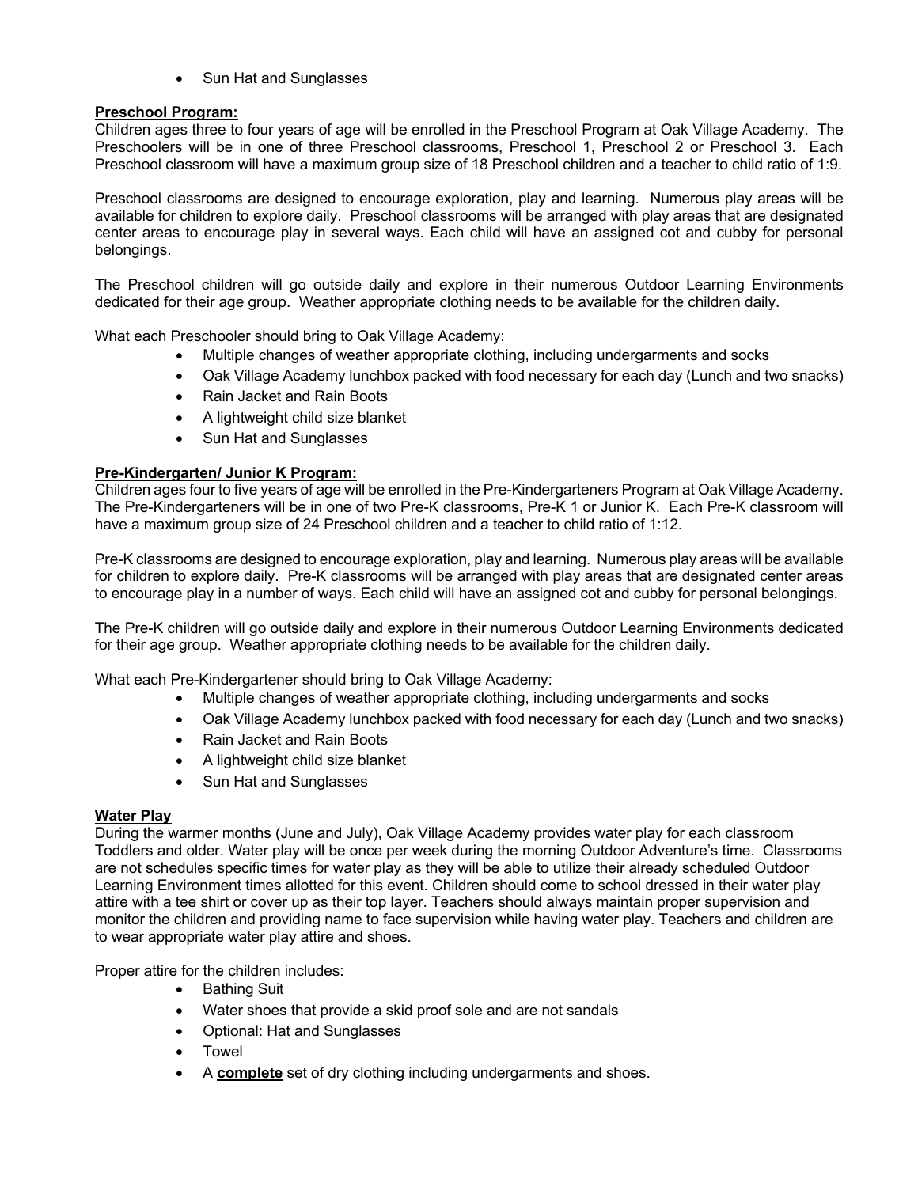- Sun Hat and Sunglasses

**Preschool Program:**

Children ages three to four years of age will be enrolled in the Preschool Program at Oak Village Academy. The Preschoolers will be in one of three Preschool classrooms, Preschool 1, Preschool 2 or Preschool 3. Each Preschool classroom will have a maximum group size of 18 Preschool children and a teacher to child ratio of 1:9.

Preschool classrooms are designed to encourage exploration, play and learning. Numerous play areas will be available for children to explore daily. Preschool classrooms will be arranged with play areas that are designated center areas to encourage play in several ways. Each child will have an assigned cot and cubby for personal belongings.

The Preschool children will go outside daily and explore in their numerous Outdoor Learning Environments dedicated for their age group. Weather appropriate clothing needs to be available for the children daily.

What each Preschooler should bring to Oak Village Academy:

- Multiple changes of weather appropriate clothing, including undergarments and socks
- Oak Village Academy lunchbox packed with food necessary for each day (Lunch and two snacks)
- Rain Jacket and Rain Boots
- A lightweight child size blanket
- Sun Hat and Sunglasses

**Pre-Kindergarten/ Junior K Program:**

Children ages four to five years of age will be enrolled in the Pre-Kindergarteners Program at Oak Village Academy. The Pre-Kindergarteners will be in one of two Pre-K classrooms, Pre-K 1 or Junior K. Each Pre-K classroom will have a maximum group size of 24 Preschool children and a teacher to child ratio of 1:12.

Pre-K classrooms are designed to encourage exploration, play and learning. Numerous play areas will be available for children to explore daily. Pre-K classrooms will be arranged with play areas that are designated center areas to encourage play in a number of ways. Each child will have an assigned cot and cubby for personal belongings.

The Pre-K children will go outside daily and explore in their numerous Outdoor Learning Environments dedicated for their age group. Weather appropriate clothing needs to be available for the children daily.

What each Pre-Kindergartener should bring to Oak Village Academy:

- Multiple changes of weather appropriate clothing, including undergarments and socks
- Oak Village Academy lunchbox packed with food necessary for each day (Lunch and two snacks)
- Rain Jacket and Rain Boots
- A lightweight child size blanket
- Sun Hat and Sunglasses

**Water Play**

During the warmer months (June and July), Oak Village Academy provides water play for each classroom Toddlers and older. Water play will be once per week during the morning Outdoor Adventure's time. Classrooms are not schedules specific times for water play as they will be able to utilize their already scheduled Outdoor Learning Environment times allotted for this event. Children should come to school dressed in their water play attire with a tee shirt or cover up as their top layer. Teachers should always maintain proper supervision and monitor the children and providing name to face supervision while having water play. Teachers and children are to wear appropriate water play attire and shoes.

Proper attire for the children includes:

- Bathing Suit
- Water shoes that provide a skid proof sole and are not sandals
- Optional: Hat and Sunglasses
- Towel
- A **complete** set of dry clothing including undergarments and shoes.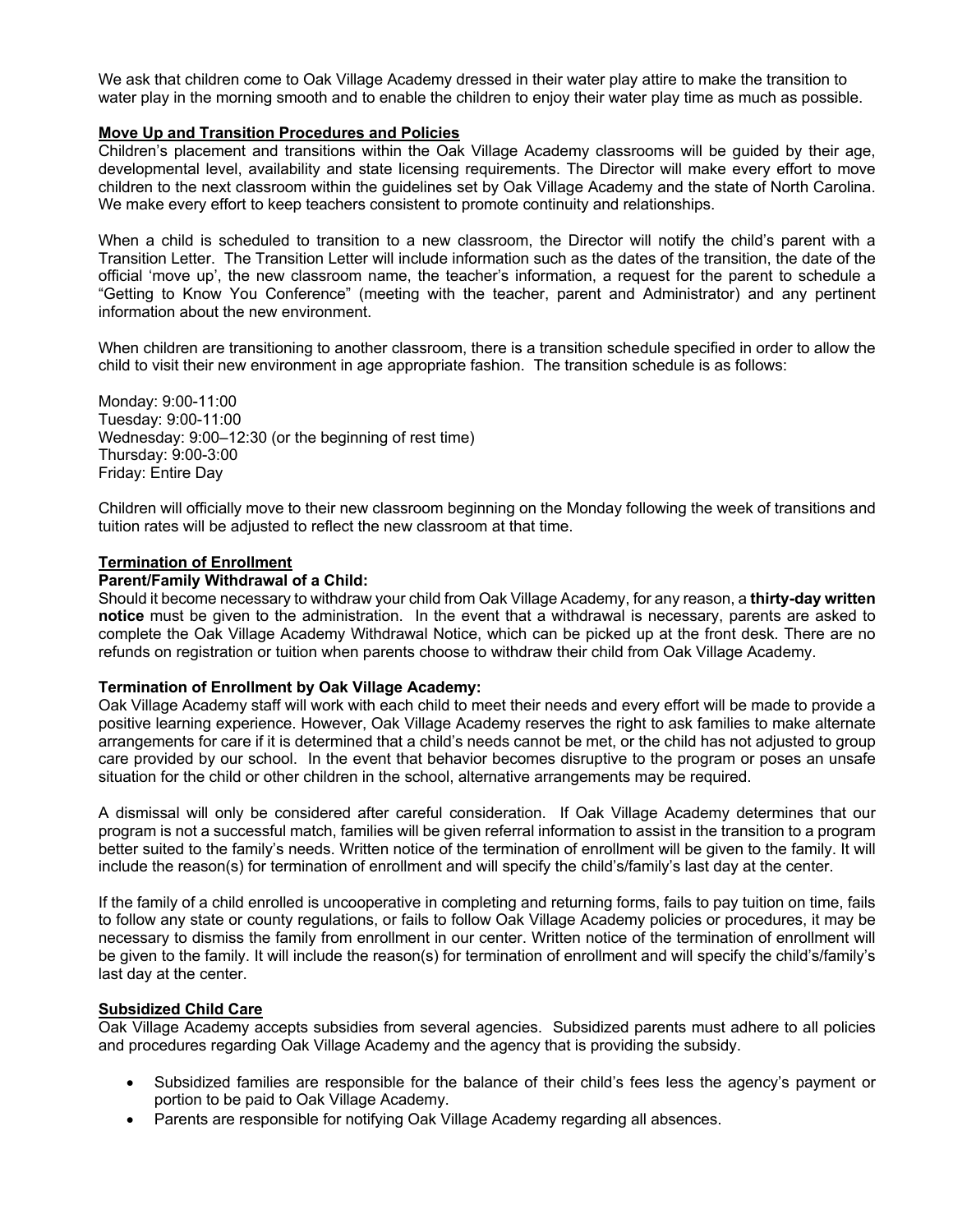We ask that children come to Oak Village Academy dressed in their water play attire to make the transition to water play in the morning smooth and to enable the children to enjoy their water play time as much as possible.

## Move Up and Transition Procedures and Policies

Children's placement and transitions within the Oak Village Academy classrooms will be guided by their age, developmental level, availability and state licensing requirements. The Director will make every effort to move children to the next classroom within the guidelines set by Oak Village Academy and the state of North Carolina. We make every effort to keep teachers consistent to promote continuity and relationships.

When a child is scheduled to transition to a new classroom, the Director will notify the child's parent with a Transition Letter. The Transition Letter will include information such as the dates of the transition, the date of the official 'move up', the new classroom name, the teacher's information, a request for the parent to schedule a "Getting to Know You Conference" (meeting with the teacher, parent and Administrator) and any pertinent information about the new environment.

When children are transitioning to another classroom, there is a transition schedule specified in order to allow the child to visit their new environment in age appropriate fashion. The transition schedule is as follows:

Monday: 9:00-11:00
Tuesday: 9:00-11:00
Wednesday: 9:00–12:30 (or the beginning of rest time)
Thursday: 9:00-3:00
Friday: Entire Day

Children will officially move to their new classroom beginning on the Monday following the week of transitions and tuition rates will be adjusted to reflect the new classroom at that time.

## Termination of Enrollment

### Parent/Family Withdrawal of a Child:

Should it become necessary to withdraw your child from Oak Village Academy, for any reason, a **thirty-day written notice** must be given to the administration. In the event that a withdrawal is necessary, parents are asked to complete the Oak Village Academy Withdrawal Notice, which can be picked up at the front desk. There are no refunds on registration or tuition when parents choose to withdraw their child from Oak Village Academy.

### Termination of Enrollment by Oak Village Academy:

Oak Village Academy staff will work with each child to meet their needs and every effort will be made to provide a positive learning experience. However, Oak Village Academy reserves the right to ask families to make alternate arrangements for care if it is determined that a child's needs cannot be met, or the child has not adjusted to group care provided by our school. In the event that behavior becomes disruptive to the program or poses an unsafe situation for the child or other children in the school, alternative arrangements may be required.

A dismissal will only be considered after careful consideration. If Oak Village Academy determines that our program is not a successful match, families will be given referral information to assist in the transition to a program better suited to the family's needs. Written notice of the termination of enrollment will be given to the family. It will include the reason(s) for termination of enrollment and will specify the child's/family's last day at the center.

If the family of a child enrolled is uncooperative in completing and returning forms, fails to pay tuition on time, fails to follow any state or county regulations, or fails to follow Oak Village Academy policies or procedures, it may be necessary to dismiss the family from enrollment in our center. Written notice of the termination of enrollment will be given to the family. It will include the reason(s) for termination of enrollment and will specify the child's/family's last day at the center.

## Subsidized Child Care

Oak Village Academy accepts subsidies from several agencies. Subsidized parents must adhere to all policies and procedures regarding Oak Village Academy and the agency that is providing the subsidy.

- Subsidized families are responsible for the balance of their child's fees less the agency's payment or portion to be paid to Oak Village Academy.
- Parents are responsible for notifying Oak Village Academy regarding all absences.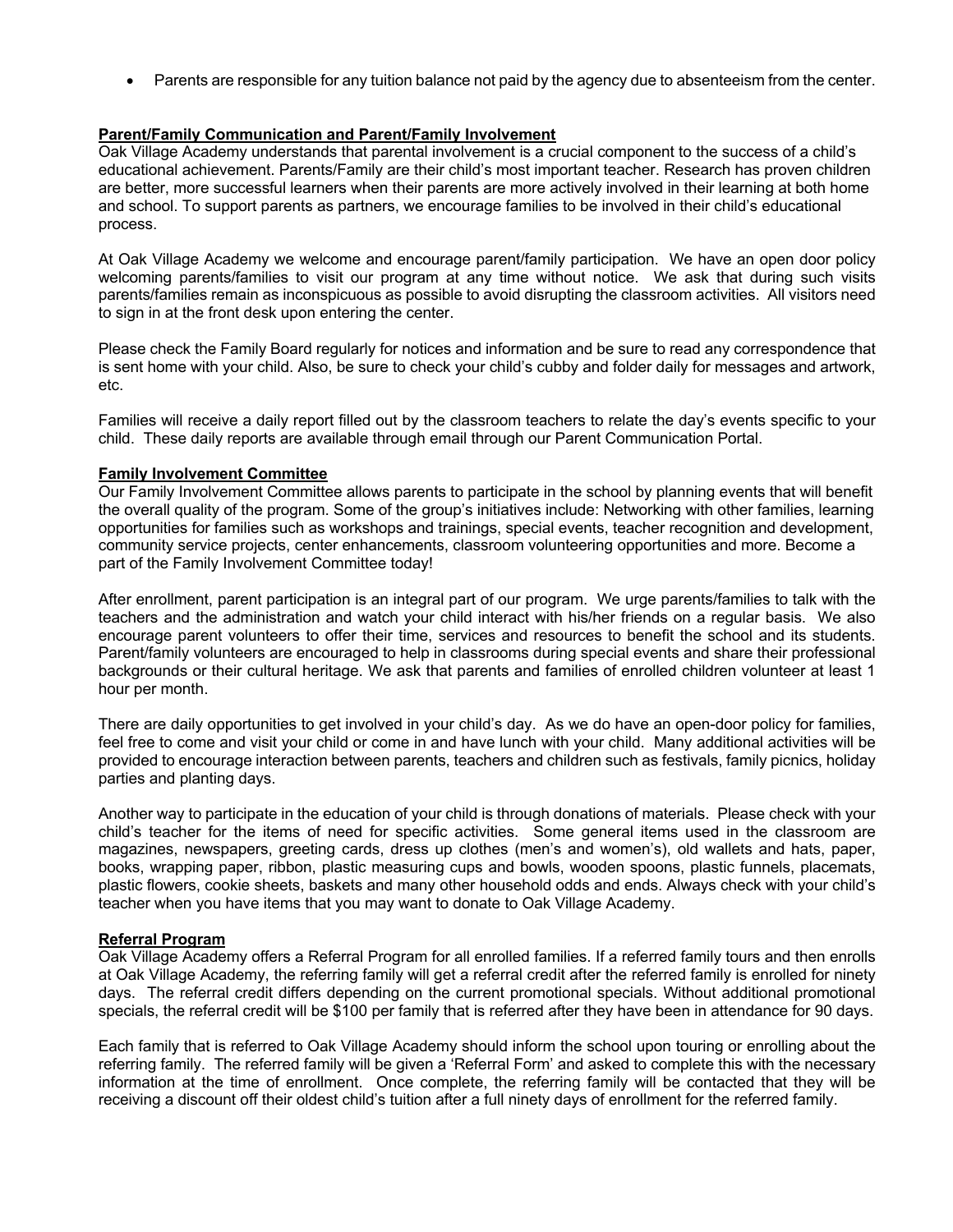- Parents are responsible for any tuition balance not paid by the agency due to absenteeism from the center.

**Parent/Family Communication and Parent/Family Involvement**

Oak Village Academy understands that parental involvement is a crucial component to the success of a child's educational achievement. Parents/Family are their child's most important teacher. Research has proven children are better, more successful learners when their parents are more actively involved in their learning at both home and school. To support parents as partners, we encourage families to be involved in their child's educational process.

At Oak Village Academy we welcome and encourage parent/family participation. We have an open door policy welcoming parents/families to visit our program at any time without notice. We ask that during such visits parents/families remain as inconspicuous as possible to avoid disrupting the classroom activities. All visitors need to sign in at the front desk upon entering the center.

Please check the Family Board regularly for notices and information and be sure to read any correspondence that is sent home with your child. Also, be sure to check your child's cubby and folder daily for messages and artwork, etc.

Families will receive a daily report filled out by the classroom teachers to relate the day's events specific to your child. These daily reports are available through email through our Parent Communication Portal.

**Family Involvement Committee**

Our Family Involvement Committee allows parents to participate in the school by planning events that will benefit the overall quality of the program. Some of the group's initiatives include: Networking with other families, learning opportunities for families such as workshops and trainings, special events, teacher recognition and development, community service projects, center enhancements, classroom volunteering opportunities and more. Become a part of the Family Involvement Committee today!

After enrollment, parent participation is an integral part of our program. We urge parents/families to talk with the teachers and the administration and watch your child interact with his/her friends on a regular basis. We also encourage parent volunteers to offer their time, services and resources to benefit the school and its students. Parent/family volunteers are encouraged to help in classrooms during special events and share their professional backgrounds or their cultural heritage. We ask that parents and families of enrolled children volunteer at least 1 hour per month.

There are daily opportunities to get involved in your child's day. As we do have an open-door policy for families, feel free to come and visit your child or come in and have lunch with your child. Many additional activities will be provided to encourage interaction between parents, teachers and children such as festivals, family picnics, holiday parties and planting days.

Another way to participate in the education of your child is through donations of materials. Please check with your child's teacher for the items of need for specific activities. Some general items used in the classroom are magazines, newspapers, greeting cards, dress up clothes (men's and women's), old wallets and hats, paper, books, wrapping paper, ribbon, plastic measuring cups and bowls, wooden spoons, plastic funnels, placemats, plastic flowers, cookie sheets, baskets and many other household odds and ends. Always check with your child's teacher when you have items that you may want to donate to Oak Village Academy.

**Referral Program**

Oak Village Academy offers a Referral Program for all enrolled families. If a referred family tours and then enrolls at Oak Village Academy, the referring family will get a referral credit after the referred family is enrolled for ninety days. The referral credit differs depending on the current promotional specials. Without additional promotional specials, the referral credit will be $100 per family that is referred after they have been in attendance for 90 days.

Each family that is referred to Oak Village Academy should inform the school upon touring or enrolling about the referring family. The referred family will be given a 'Referral Form' and asked to complete this with the necessary information at the time of enrollment. Once complete, the referring family will be contacted that they will be receiving a discount off their oldest child's tuition after a full ninety days of enrollment for the referred family.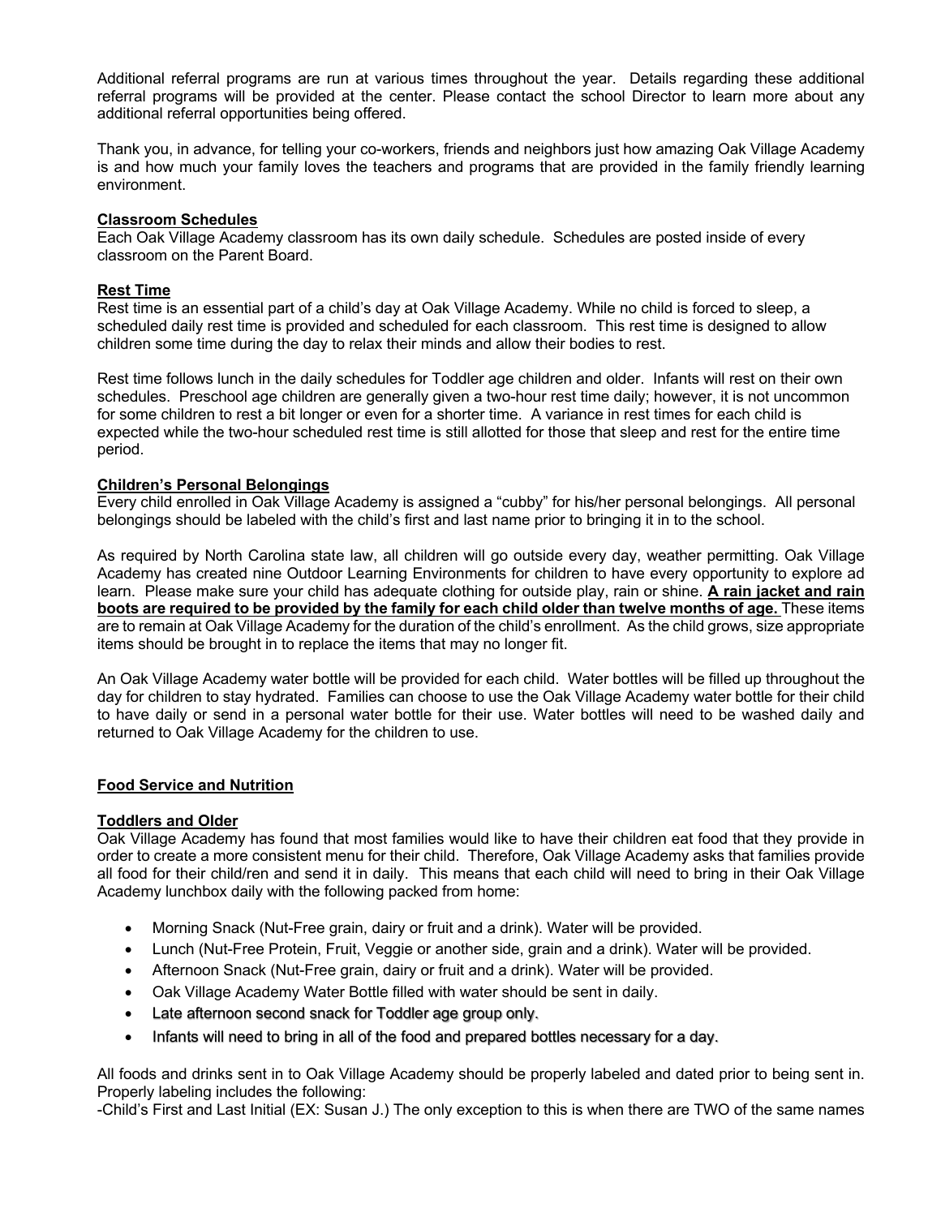Additional referral programs are run at various times throughout the year. Details regarding these additional referral programs will be provided at the center. Please contact the school Director to learn more about any additional referral opportunities being offered.

Thank you, in advance, for telling your co-workers, friends and neighbors just how amazing Oak Village Academy is and how much your family loves the teachers and programs that are provided in the family friendly learning environment.

### Classroom Schedules

Each Oak Village Academy classroom has its own daily schedule. Schedules are posted inside of every classroom on the Parent Board.

### Rest Time

Rest time is an essential part of a child's day at Oak Village Academy. While no child is forced to sleep, a scheduled daily rest time is provided and scheduled for each classroom. This rest time is designed to allow children some time during the day to relax their minds and allow their bodies to rest.

Rest time follows lunch in the daily schedules for Toddler age children and older. Infants will rest on their own schedules. Preschool age children are generally given a two-hour rest time daily; however, it is not uncommon for some children to rest a bit longer or even for a shorter time. A variance in rest times for each child is expected while the two-hour scheduled rest time is still allotted for those that sleep and rest for the entire time period.

### Children's Personal Belongings

Every child enrolled in Oak Village Academy is assigned a "cubby" for his/her personal belongings. All personal belongings should be labeled with the child's first and last name prior to bringing it in to the school.

As required by North Carolina state law, all children will go outside every day, weather permitting. Oak Village Academy has created nine Outdoor Learning Environments for children to have every opportunity to explore ad learn. Please make sure your child has adequate clothing for outside play, rain or shine. **A rain jacket and rain boots are required to be provided by the family for each child older than twelve months of age.** These items are to remain at Oak Village Academy for the duration of the child's enrollment. As the child grows, size appropriate items should be brought in to replace the items that may no longer fit.

An Oak Village Academy water bottle will be provided for each child. Water bottles will be filled up throughout the day for children to stay hydrated. Families can choose to use the Oak Village Academy water bottle for their child to have daily or send in a personal water bottle for their use. Water bottles will need to be washed daily and returned to Oak Village Academy for the children to use.

## Food Service and Nutrition

### Toddlers and Older

Oak Village Academy has found that most families would like to have their children eat food that they provide in order to create a more consistent menu for their child. Therefore, Oak Village Academy asks that families provide all food for their child/ren and send it in daily. This means that each child will need to bring in their Oak Village Academy lunchbox daily with the following packed from home:

- Morning Snack (Nut-Free grain, dairy or fruit and a drink). Water will be provided.
- Lunch (Nut-Free Protein, Fruit, Veggie or another side, grain and a drink). Water will be provided.
- Afternoon Snack (Nut-Free grain, dairy or fruit and a drink). Water will be provided.
- Oak Village Academy Water Bottle filled with water should be sent in daily.
- Late afternoon second snack for Toddler age group only.
- Infants will need to bring in all of the food and prepared bottles necessary for a day.

All foods and drinks sent in to Oak Village Academy should be properly labeled and dated prior to being sent in. Properly labeling includes the following:

-Child's First and Last Initial (EX: Susan J.) The only exception to this is when there are TWO of the same names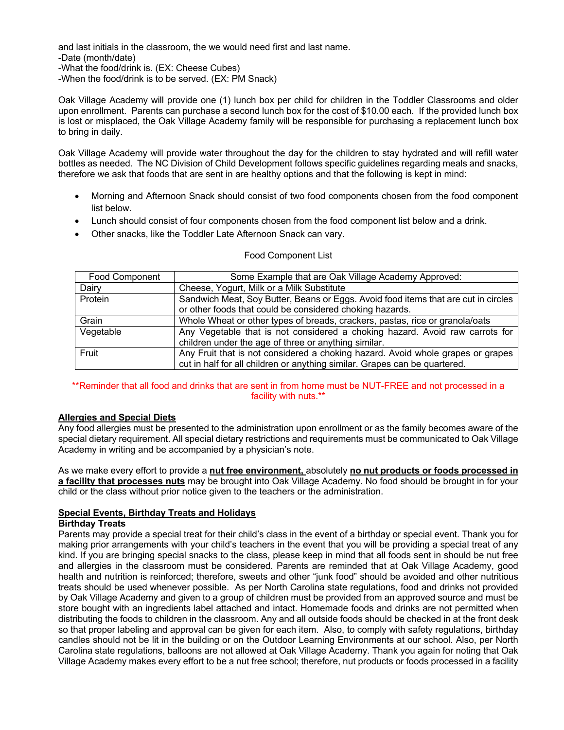and last initials in the classroom, the we would need first and last name.
-Date (month/date)
-What the food/drink is. (EX: Cheese Cubes)
-When the food/drink is to be served. (EX: PM Snack)

Oak Village Academy will provide one (1) lunch box per child for children in the Toddler Classrooms and older upon enrollment. Parents can purchase a second lunch box for the cost of $10.00 each. If the provided lunch box is lost or misplaced, the Oak Village Academy family will be responsible for purchasing a replacement lunch box to bring in daily.

Oak Village Academy will provide water throughout the day for the children to stay hydrated and will refill water bottles as needed. The NC Division of Child Development follows specific guidelines regarding meals and snacks, therefore we ask that foods that are sent in are healthy options and that the following is kept in mind:

- Morning and Afternoon Snack should consist of two food components chosen from the food component list below.
- Lunch should consist of four components chosen from the food component list below and a drink.
- Other snacks, like the Toddler Late Afternoon Snack can vary.

Food Component List

| Food Component | Some Example that are Oak Village Academy Approved: |
|---|---|
| Dairy | Cheese, Yogurt, Milk or a Milk Substitute |
| Protein | Sandwich Meat, Soy Butter, Beans or Eggs. Avoid food items that are cut in circles or other foods that could be considered choking hazards. |
| Grain | Whole Wheat or other types of breads, crackers, pastas, rice or granola/oats |
| Vegetable | Any Vegetable that is not considered a choking hazard. Avoid raw carrots for children under the age of three or anything similar. |
| Fruit | Any Fruit that is not considered a choking hazard. Avoid whole grapes or grapes cut in half for all children or anything similar. Grapes can be quartered. |

**Reminder that all food and drinks that are sent in from home must be NUT-FREE and not processed in a facility with nuts.**

## Allergies and Special Diets

Any food allergies must be presented to the administration upon enrollment or as the family becomes aware of the special dietary requirement. All special dietary restrictions and requirements must be communicated to Oak Village Academy in writing and be accompanied by a physician's note.

As we make every effort to provide a **nut free environment,** absolutely **no nut products or foods processed in a facility that processes nuts** may be brought into Oak Village Academy. No food should be brought in for your child or the class without prior notice given to the teachers or the administration.

## Special Events, Birthday Treats and Holidays

### Birthday Treats

Parents may provide a special treat for their child's class in the event of a birthday or special event. Thank you for making prior arrangements with your child's teachers in the event that you will be providing a special treat of any kind. If you are bringing special snacks to the class, please keep in mind that all foods sent in should be nut free and allergies in the classroom must be considered. Parents are reminded that at Oak Village Academy, good health and nutrition is reinforced; therefore, sweets and other "junk food" should be avoided and other nutritious treats should be used whenever possible. As per North Carolina state regulations, food and drinks not provided by Oak Village Academy and given to a group of children must be provided from an approved source and must be store bought with an ingredients label attached and intact. Homemade foods and drinks are not permitted when distributing the foods to children in the classroom. Any and all outside foods should be checked in at the front desk so that proper labeling and approval can be given for each item. Also, to comply with safety regulations, birthday candles should not be lit in the building or on the Outdoor Learning Environments at our school. Also, per North Carolina state regulations, balloons are not allowed at Oak Village Academy. Thank you again for noting that Oak Village Academy makes every effort to be a nut free school; therefore, nut products or foods processed in a facility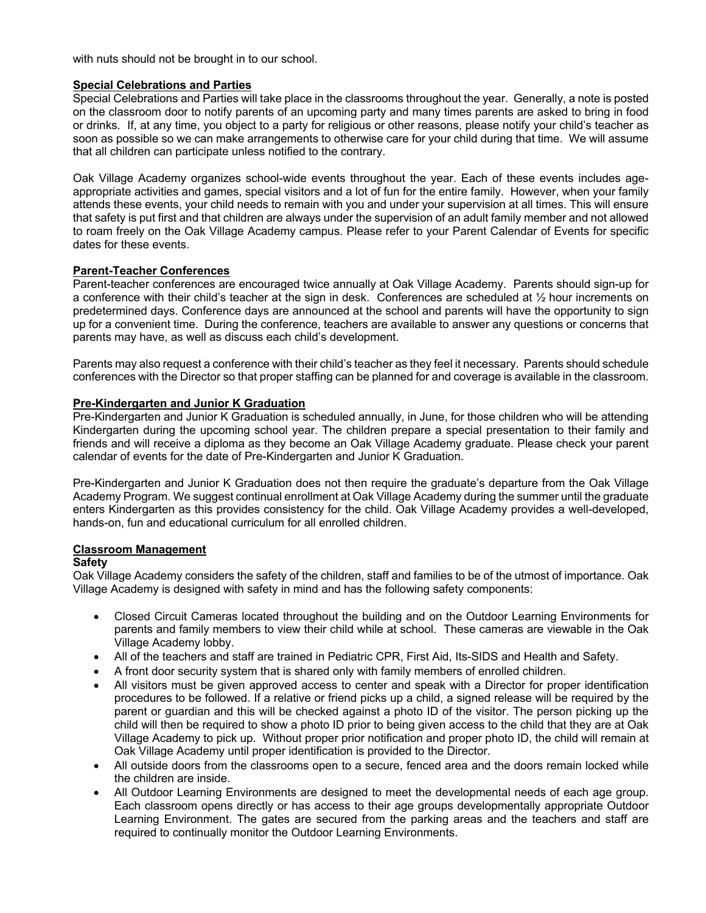with nuts should not be brought in to our school.

## Special Celebrations and Parties

Special Celebrations and Parties will take place in the classrooms throughout the year. Generally, a note is posted on the classroom door to notify parents of an upcoming party and many times parents are asked to bring in food or drinks. If, at any time, you object to a party for religious or other reasons, please notify your child's teacher as soon as possible so we can make arrangements to otherwise care for your child during that time. We will assume that all children can participate unless notified to the contrary.

Oak Village Academy organizes school-wide events throughout the year. Each of these events includes age-appropriate activities and games, special visitors and a lot of fun for the entire family. However, when your family attends these events, your child needs to remain with you and under your supervision at all times. This will ensure that safety is put first and that children are always under the supervision of an adult family member and not allowed to roam freely on the Oak Village Academy campus. Please refer to your Parent Calendar of Events for specific dates for these events.

## Parent-Teacher Conferences

Parent-teacher conferences are encouraged twice annually at Oak Village Academy. Parents should sign-up for a conference with their child's teacher at the sign in desk. Conferences are scheduled at ½ hour increments on predetermined days. Conference days are announced at the school and parents will have the opportunity to sign up for a convenient time. During the conference, teachers are available to answer any questions or concerns that parents may have, as well as discuss each child's development.

Parents may also request a conference with their child's teacher as they feel it necessary. Parents should schedule conferences with the Director so that proper staffing can be planned for and coverage is available in the classroom.

## Pre-Kindergarten and Junior K Graduation

Pre-Kindergarten and Junior K Graduation is scheduled annually, in June, for those children who will be attending Kindergarten during the upcoming school year. The children prepare a special presentation to their family and friends and will receive a diploma as they become an Oak Village Academy graduate. Please check your parent calendar of events for the date of Pre-Kindergarten and Junior K Graduation.

Pre-Kindergarten and Junior K Graduation does not then require the graduate's departure from the Oak Village Academy Program. We suggest continual enrollment at Oak Village Academy during the summer until the graduate enters Kindergarten as this provides consistency for the child. Oak Village Academy provides a well-developed, hands-on, fun and educational curriculum for all enrolled children.

## Classroom Management

### Safety

Oak Village Academy considers the safety of the children, staff and families to be of the utmost of importance. Oak Village Academy is designed with safety in mind and has the following safety components:

- Closed Circuit Cameras located throughout the building and on the Outdoor Learning Environments for parents and family members to view their child while at school. These cameras are viewable in the Oak Village Academy lobby.
- All of the teachers and staff are trained in Pediatric CPR, First Aid, Its-SIDS and Health and Safety.
- A front door security system that is shared only with family members of enrolled children.
- All visitors must be given approved access to center and speak with a Director for proper identification procedures to be followed. If a relative or friend picks up a child, a signed release will be required by the parent or guardian and this will be checked against a photo ID of the visitor. The person picking up the child will then be required to show a photo ID prior to being given access to the child that they are at Oak Village Academy to pick up. Without proper prior notification and proper photo ID, the child will remain at Oak Village Academy until proper identification is provided to the Director.
- All outside doors from the classrooms open to a secure, fenced area and the doors remain locked while the children are inside.
- All Outdoor Learning Environments are designed to meet the developmental needs of each age group. Each classroom opens directly or has access to their age groups developmentally appropriate Outdoor Learning Environment. The gates are secured from the parking areas and the teachers and staff are required to continually monitor the Outdoor Learning Environments.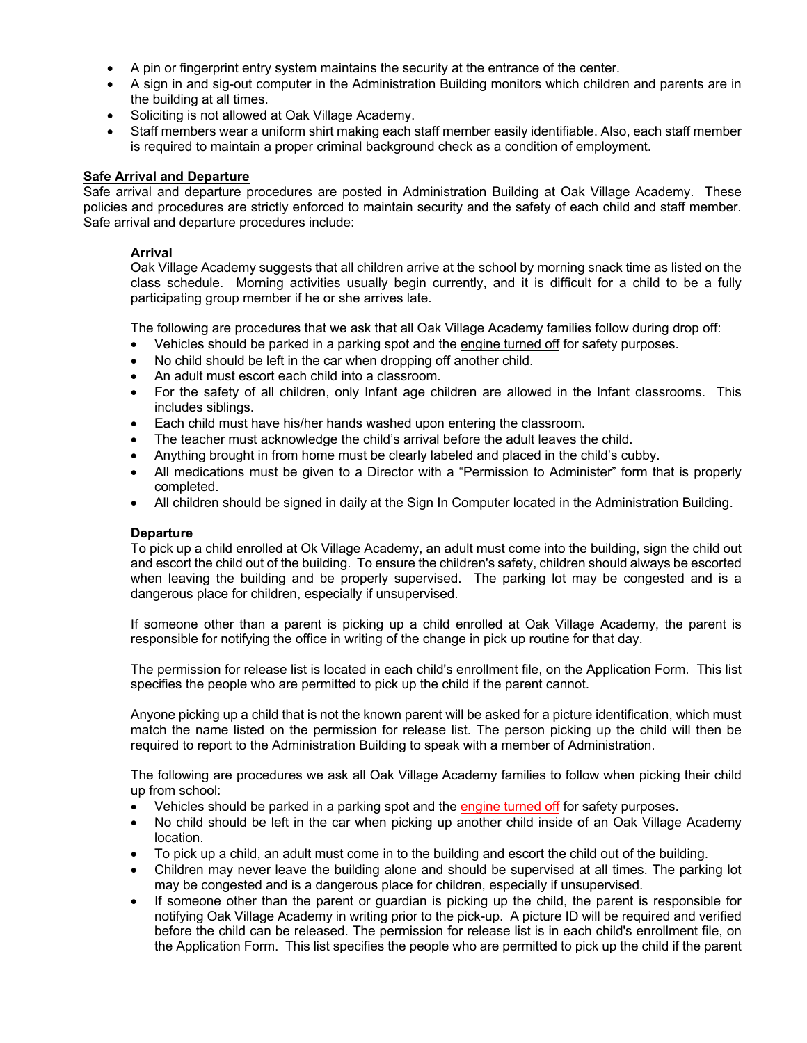- A pin or fingerprint entry system maintains the security at the entrance of the center.
- A sign in and sig-out computer in the Administration Building monitors which children and parents are in the building at all times.
- Soliciting is not allowed at Oak Village Academy.
- Staff members wear a uniform shirt making each staff member easily identifiable. Also, each staff member is required to maintain a proper criminal background check as a condition of employment.

## Safe Arrival and Departure

Safe arrival and departure procedures are posted in Administration Building at Oak Village Academy. These policies and procedures are strictly enforced to maintain security and the safety of each child and staff member. Safe arrival and departure procedures include:

### Arrival

Oak Village Academy suggests that all children arrive at the school by morning snack time as listed on the class schedule. Morning activities usually begin currently, and it is difficult for a child to be a fully participating group member if he or she arrives late.

The following are procedures that we ask that all Oak Village Academy families follow during drop off:

- Vehicles should be parked in a parking spot and the engine turned off for safety purposes.
- No child should be left in the car when dropping off another child.
- An adult must escort each child into a classroom.
- For the safety of all children, only Infant age children are allowed in the Infant classrooms. This includes siblings.
- Each child must have his/her hands washed upon entering the classroom.
- The teacher must acknowledge the child's arrival before the adult leaves the child.
- Anything brought in from home must be clearly labeled and placed in the child's cubby.
- All medications must be given to a Director with a "Permission to Administer" form that is properly completed.
- All children should be signed in daily at the Sign In Computer located in the Administration Building.

### Departure

To pick up a child enrolled at Ok Village Academy, an adult must come into the building, sign the child out and escort the child out of the building. To ensure the children's safety, children should always be escorted when leaving the building and be properly supervised. The parking lot may be congested and is a dangerous place for children, especially if unsupervised.

If someone other than a parent is picking up a child enrolled at Oak Village Academy, the parent is responsible for notifying the office in writing of the change in pick up routine for that day.

The permission for release list is located in each child's enrollment file, on the Application Form. This list specifies the people who are permitted to pick up the child if the parent cannot.

Anyone picking up a child that is not the known parent will be asked for a picture identification, which must match the name listed on the permission for release list. The person picking up the child will then be required to report to the Administration Building to speak with a member of Administration.

The following are procedures we ask all Oak Village Academy families to follow when picking their child up from school:

- Vehicles should be parked in a parking spot and the engine turned off for safety purposes.
- No child should be left in the car when picking up another child inside of an Oak Village Academy location.
- To pick up a child, an adult must come in to the building and escort the child out of the building.
- Children may never leave the building alone and should be supervised at all times. The parking lot may be congested and is a dangerous place for children, especially if unsupervised.
- If someone other than the parent or guardian is picking up the child, the parent is responsible for notifying Oak Village Academy in writing prior to the pick-up. A picture ID will be required and verified before the child can be released. The permission for release list is in each child's enrollment file, on the Application Form. This list specifies the people who are permitted to pick up the child if the parent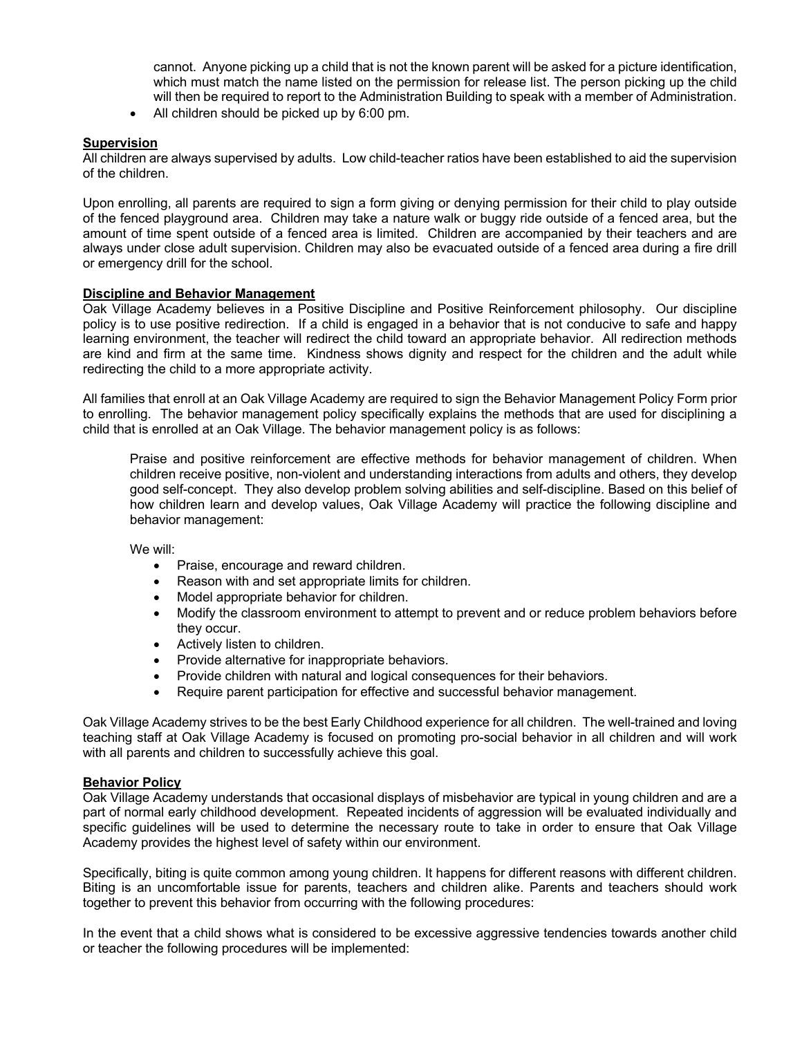cannot. Anyone picking up a child that is not the known parent will be asked for a picture identification, which must match the name listed on the permission for release list. The person picking up the child will then be required to report to the Administration Building to speak with a member of Administration.

- All children should be picked up by 6:00 pm.

**Supervision**

All children are always supervised by adults. Low child-teacher ratios have been established to aid the supervision of the children.

Upon enrolling, all parents are required to sign a form giving or denying permission for their child to play outside of the fenced playground area. Children may take a nature walk or buggy ride outside of a fenced area, but the amount of time spent outside of a fenced area is limited. Children are accompanied by their teachers and are always under close adult supervision. Children may also be evacuated outside of a fenced area during a fire drill or emergency drill for the school.

**Discipline and Behavior Management**

Oak Village Academy believes in a Positive Discipline and Positive Reinforcement philosophy. Our discipline policy is to use positive redirection. If a child is engaged in a behavior that is not conducive to safe and happy learning environment, the teacher will redirect the child toward an appropriate behavior. All redirection methods are kind and firm at the same time. Kindness shows dignity and respect for the children and the adult while redirecting the child to a more appropriate activity.

All families that enroll at an Oak Village Academy are required to sign the Behavior Management Policy Form prior to enrolling. The behavior management policy specifically explains the methods that are used for disciplining a child that is enrolled at an Oak Village. The behavior management policy is as follows:

> Praise and positive reinforcement are effective methods for behavior management of children. When children receive positive, non-violent and understanding interactions from adults and others, they develop good self-concept. They also develop problem solving abilities and self-discipline. Based on this belief of how children learn and develop values, Oak Village Academy will practice the following discipline and behavior management:
>
> We will:
>
> - Praise, encourage and reward children.
> - Reason with and set appropriate limits for children.
> - Model appropriate behavior for children.
> - Modify the classroom environment to attempt to prevent and or reduce problem behaviors before they occur.
> - Actively listen to children.
> - Provide alternative for inappropriate behaviors.
> - Provide children with natural and logical consequences for their behaviors.
> - Require parent participation for effective and successful behavior management.

Oak Village Academy strives to be the best Early Childhood experience for all children. The well-trained and loving teaching staff at Oak Village Academy is focused on promoting pro-social behavior in all children and will work with all parents and children to successfully achieve this goal.

**Behavior Policy**

Oak Village Academy understands that occasional displays of misbehavior are typical in young children and are a part of normal early childhood development. Repeated incidents of aggression will be evaluated individually and specific guidelines will be used to determine the necessary route to take in order to ensure that Oak Village Academy provides the highest level of safety within our environment.

Specifically, biting is quite common among young children. It happens for different reasons with different children. Biting is an uncomfortable issue for parents, teachers and children alike. Parents and teachers should work together to prevent this behavior from occurring with the following procedures:

In the event that a child shows what is considered to be excessive aggressive tendencies towards another child or teacher the following procedures will be implemented: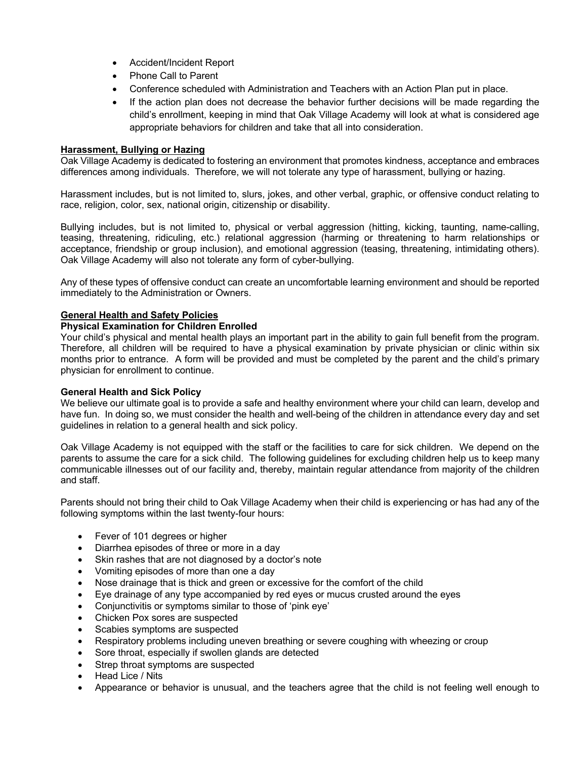- Accident/Incident Report
- Phone Call to Parent
- Conference scheduled with Administration and Teachers with an Action Plan put in place.
- If the action plan does not decrease the behavior further decisions will be made regarding the child's enrollment, keeping in mind that Oak Village Academy will look at what is considered age appropriate behaviors for children and take that all into consideration.

## Harassment, Bullying or Hazing

Oak Village Academy is dedicated to fostering an environment that promotes kindness, acceptance and embraces differences among individuals. Therefore, we will not tolerate any type of harassment, bullying or hazing.

Harassment includes, but is not limited to, slurs, jokes, and other verbal, graphic, or offensive conduct relating to race, religion, color, sex, national origin, citizenship or disability.

Bullying includes, but is not limited to, physical or verbal aggression (hitting, kicking, taunting, name-calling, teasing, threatening, ridiculing, etc.) relational aggression (harming or threatening to harm relationships or acceptance, friendship or group inclusion), and emotional aggression (teasing, threatening, intimidating others). Oak Village Academy will also not tolerate any form of cyber-bullying.

Any of these types of offensive conduct can create an uncomfortable learning environment and should be reported immediately to the Administration or Owners.

## General Health and Safety Policies

### Physical Examination for Children Enrolled

Your child's physical and mental health plays an important part in the ability to gain full benefit from the program. Therefore, all children will be required to have a physical examination by private physician or clinic within six months prior to entrance. A form will be provided and must be completed by the parent and the child's primary physician for enrollment to continue.

### General Health and Sick Policy

We believe our ultimate goal is to provide a safe and healthy environment where your child can learn, develop and have fun. In doing so, we must consider the health and well-being of the children in attendance every day and set guidelines in relation to a general health and sick policy.

Oak Village Academy is not equipped with the staff or the facilities to care for sick children. We depend on the parents to assume the care for a sick child. The following guidelines for excluding children help us to keep many communicable illnesses out of our facility and, thereby, maintain regular attendance from majority of the children and staff.

Parents should not bring their child to Oak Village Academy when their child is experiencing or has had any of the following symptoms within the last twenty-four hours:

- Fever of 101 degrees or higher
- Diarrhea episodes of three or more in a day
- Skin rashes that are not diagnosed by a doctor's note
- Vomiting episodes of more than one a day
- Nose drainage that is thick and green or excessive for the comfort of the child
- Eye drainage of any type accompanied by red eyes or mucus crusted around the eyes
- Conjunctivitis or symptoms similar to those of 'pink eye'
- Chicken Pox sores are suspected
- Scabies symptoms are suspected
- Respiratory problems including uneven breathing or severe coughing with wheezing or croup
- Sore throat, especially if swollen glands are detected
- Strep throat symptoms are suspected
- Head Lice / Nits
- Appearance or behavior is unusual, and the teachers agree that the child is not feeling well enough to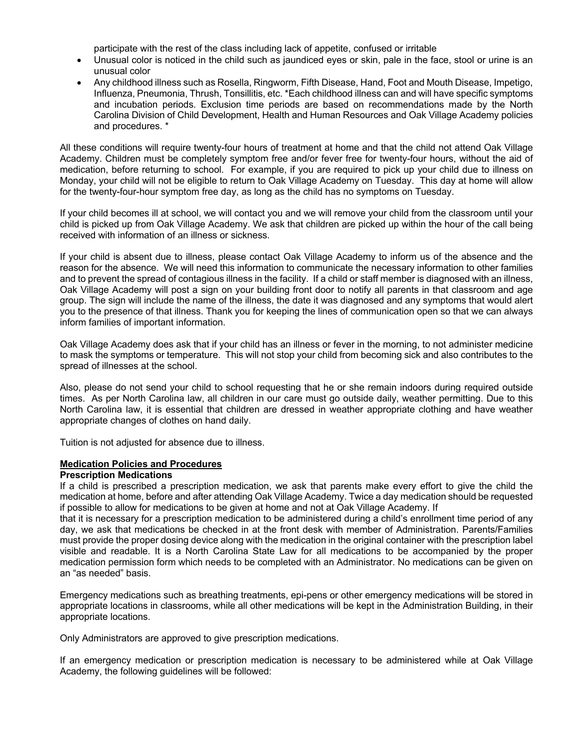participate with the rest of the class including lack of appetite, confused or irritable

- Unusual color is noticed in the child such as jaundiced eyes or skin, pale in the face, stool or urine is an unusual color
- Any childhood illness such as Rosella, Ringworm, Fifth Disease, Hand, Foot and Mouth Disease, Impetigo, Influenza, Pneumonia, Thrush, Tonsillitis, etc. *Each childhood illness can and will have specific symptoms and incubation periods. Exclusion time periods are based on recommendations made by the North Carolina Division of Child Development, Health and Human Resources and Oak Village Academy policies and procedures. *

All these conditions will require twenty-four hours of treatment at home and that the child not attend Oak Village Academy. Children must be completely symptom free and/or fever free for twenty-four hours, without the aid of medication, before returning to school. For example, if you are required to pick up your child due to illness on Monday, your child will not be eligible to return to Oak Village Academy on Tuesday. This day at home will allow for the twenty-four-hour symptom free day, as long as the child has no symptoms on Tuesday.

If your child becomes ill at school, we will contact you and we will remove your child from the classroom until your child is picked up from Oak Village Academy. We ask that children are picked up within the hour of the call being received with information of an illness or sickness.

If your child is absent due to illness, please contact Oak Village Academy to inform us of the absence and the reason for the absence. We will need this information to communicate the necessary information to other families and to prevent the spread of contagious illness in the facility. If a child or staff member is diagnosed with an illness, Oak Village Academy will post a sign on your building front door to notify all parents in that classroom and age group. The sign will include the name of the illness, the date it was diagnosed and any symptoms that would alert you to the presence of that illness. Thank you for keeping the lines of communication open so that we can always inform families of important information.

Oak Village Academy does ask that if your child has an illness or fever in the morning, to not administer medicine to mask the symptoms or temperature. This will not stop your child from becoming sick and also contributes to the spread of illnesses at the school.

Also, please do not send your child to school requesting that he or she remain indoors during required outside times. As per North Carolina law, all children in our care must go outside daily, weather permitting. Due to this North Carolina law, it is essential that children are dressed in weather appropriate clothing and have weather appropriate changes of clothes on hand daily.

Tuition is not adjusted for absence due to illness.

**Medication Policies and Procedures**

**Prescription Medications**

If a child is prescribed a prescription medication, we ask that parents make every effort to give the child the medication at home, before and after attending Oak Village Academy. Twice a day medication should be requested if possible to allow for medications to be given at home and not at Oak Village Academy. If that it is necessary for a prescription medication to be administered during a child's enrollment time period of any day, we ask that medications be checked in at the front desk with member of Administration. Parents/Families must provide the proper dosing device along with the medication in the original container with the prescription label visible and readable. It is a North Carolina State Law for all medications to be accompanied by the proper medication permission form which needs to be completed with an Administrator. No medications can be given on an "as needed" basis.

Emergency medications such as breathing treatments, epi-pens or other emergency medications will be stored in appropriate locations in classrooms, while all other medications will be kept in the Administration Building, in their appropriate locations.

Only Administrators are approved to give prescription medications.

If an emergency medication or prescription medication is necessary to be administered while at Oak Village Academy, the following guidelines will be followed: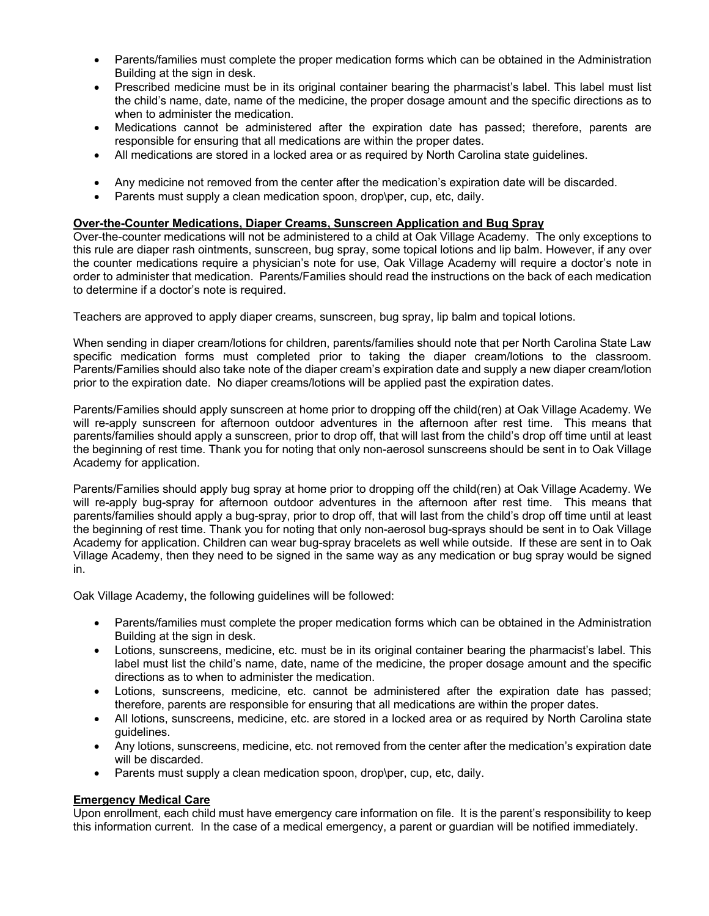- Parents/families must complete the proper medication forms which can be obtained in the Administration Building at the sign in desk.
- Prescribed medicine must be in its original container bearing the pharmacist's label. This label must list the child's name, date, name of the medicine, the proper dosage amount and the specific directions as to when to administer the medication.
- Medications cannot be administered after the expiration date has passed; therefore, parents are responsible for ensuring that all medications are within the proper dates.
- All medications are stored in a locked area or as required by North Carolina state guidelines.
- Any medicine not removed from the center after the medication's expiration date will be discarded.
- Parents must supply a clean medication spoon, drop\per, cup, etc, daily.

**Over-the-Counter Medications, Diaper Creams, Sunscreen Application and Bug Spray**

Over-the-counter medications will not be administered to a child at Oak Village Academy. The only exceptions to this rule are diaper rash ointments, sunscreen, bug spray, some topical lotions and lip balm. However, if any over the counter medications require a physician's note for use, Oak Village Academy will require a doctor's note in order to administer that medication. Parents/Families should read the instructions on the back of each medication to determine if a doctor's note is required.

Teachers are approved to apply diaper creams, sunscreen, bug spray, lip balm and topical lotions.

When sending in diaper cream/lotions for children, parents/families should note that per North Carolina State Law specific medication forms must completed prior to taking the diaper cream/lotions to the classroom. Parents/Families should also take note of the diaper cream's expiration date and supply a new diaper cream/lotion prior to the expiration date. No diaper creams/lotions will be applied past the expiration dates.

Parents/Families should apply sunscreen at home prior to dropping off the child(ren) at Oak Village Academy. We will re-apply sunscreen for afternoon outdoor adventures in the afternoon after rest time. This means that parents/families should apply a sunscreen, prior to drop off, that will last from the child's drop off time until at least the beginning of rest time. Thank you for noting that only non-aerosol sunscreens should be sent in to Oak Village Academy for application.

Parents/Families should apply bug spray at home prior to dropping off the child(ren) at Oak Village Academy. We will re-apply bug-spray for afternoon outdoor adventures in the afternoon after rest time. This means that parents/families should apply a bug-spray, prior to drop off, that will last from the child's drop off time until at least the beginning of rest time. Thank you for noting that only non-aerosol bug-sprays should be sent in to Oak Village Academy for application. Children can wear bug-spray bracelets as well while outside. If these are sent in to Oak Village Academy, then they need to be signed in the same way as any medication or bug spray would be signed in.

Oak Village Academy, the following guidelines will be followed:

- Parents/families must complete the proper medication forms which can be obtained in the Administration Building at the sign in desk.
- Lotions, sunscreens, medicine, etc. must be in its original container bearing the pharmacist's label. This label must list the child's name, date, name of the medicine, the proper dosage amount and the specific directions as to when to administer the medication.
- Lotions, sunscreens, medicine, etc. cannot be administered after the expiration date has passed; therefore, parents are responsible for ensuring that all medications are within the proper dates.
- All lotions, sunscreens, medicine, etc. are stored in a locked area or as required by North Carolina state guidelines.
- Any lotions, sunscreens, medicine, etc. not removed from the center after the medication's expiration date will be discarded.
- Parents must supply a clean medication spoon, drop\per, cup, etc, daily.

**Emergency Medical Care**

Upon enrollment, each child must have emergency care information on file. It is the parent's responsibility to keep this information current. In the case of a medical emergency, a parent or guardian will be notified immediately.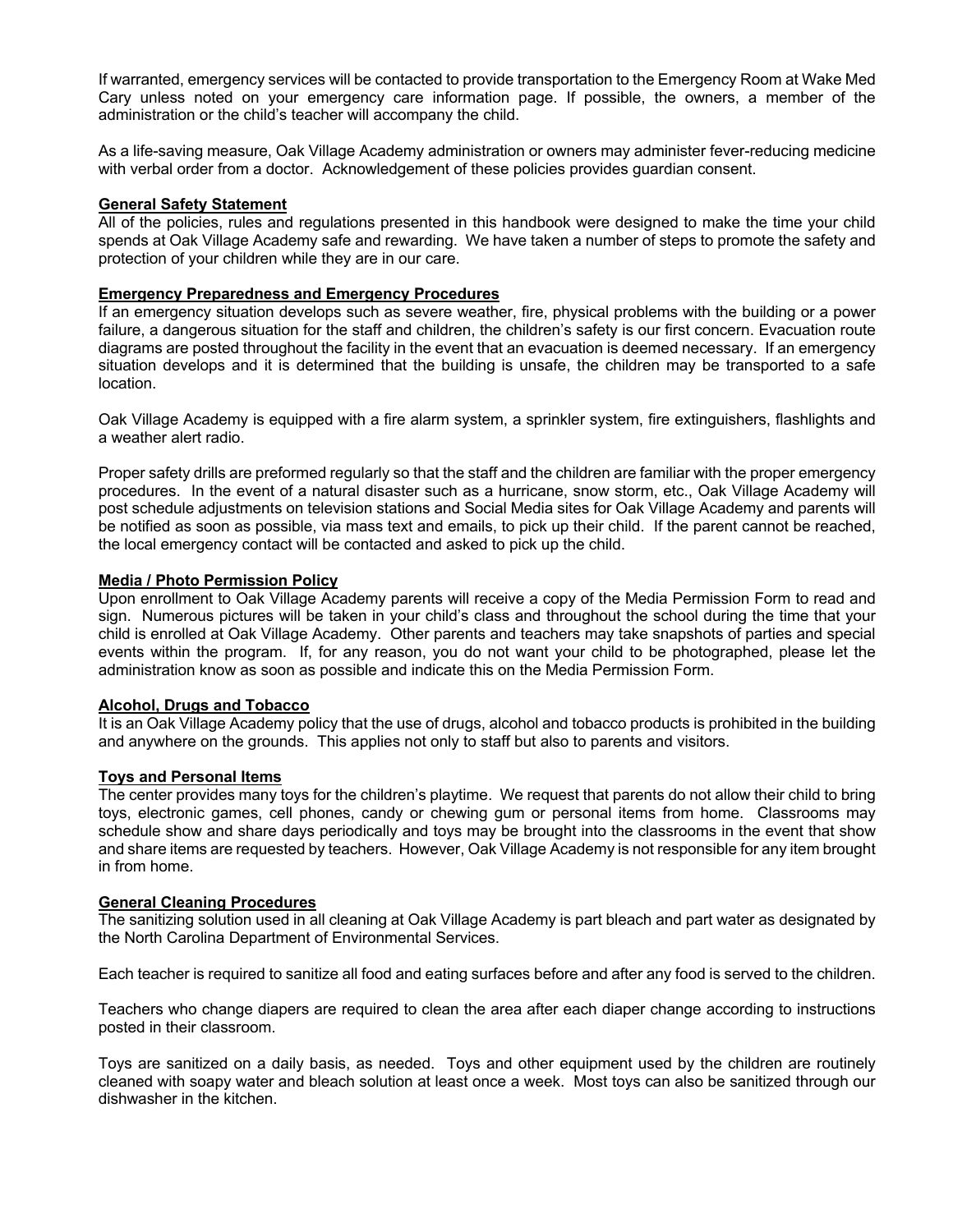If warranted, emergency services will be contacted to provide transportation to the Emergency Room at Wake Med Cary unless noted on your emergency care information page. If possible, the owners, a member of the administration or the child's teacher will accompany the child.

As a life-saving measure, Oak Village Academy administration or owners may administer fever-reducing medicine with verbal order from a doctor. Acknowledgement of these policies provides guardian consent.

**General Safety Statement**

All of the policies, rules and regulations presented in this handbook were designed to make the time your child spends at Oak Village Academy safe and rewarding. We have taken a number of steps to promote the safety and protection of your children while they are in our care.

**Emergency Preparedness and Emergency Procedures**

If an emergency situation develops such as severe weather, fire, physical problems with the building or a power failure, a dangerous situation for the staff and children, the children's safety is our first concern. Evacuation route diagrams are posted throughout the facility in the event that an evacuation is deemed necessary. If an emergency situation develops and it is determined that the building is unsafe, the children may be transported to a safe location.

Oak Village Academy is equipped with a fire alarm system, a sprinkler system, fire extinguishers, flashlights and a weather alert radio.

Proper safety drills are preformed regularly so that the staff and the children are familiar with the proper emergency procedures. In the event of a natural disaster such as a hurricane, snow storm, etc., Oak Village Academy will post schedule adjustments on television stations and Social Media sites for Oak Village Academy and parents will be notified as soon as possible, via mass text and emails, to pick up their child. If the parent cannot be reached, the local emergency contact will be contacted and asked to pick up the child.

**Media / Photo Permission Policy**

Upon enrollment to Oak Village Academy parents will receive a copy of the Media Permission Form to read and sign. Numerous pictures will be taken in your child's class and throughout the school during the time that your child is enrolled at Oak Village Academy. Other parents and teachers may take snapshots of parties and special events within the program. If, for any reason, you do not want your child to be photographed, please let the administration know as soon as possible and indicate this on the Media Permission Form.

**Alcohol, Drugs and Tobacco**

It is an Oak Village Academy policy that the use of drugs, alcohol and tobacco products is prohibited in the building and anywhere on the grounds. This applies not only to staff but also to parents and visitors.

**Toys and Personal Items**

The center provides many toys for the children's playtime. We request that parents do not allow their child to bring toys, electronic games, cell phones, candy or chewing gum or personal items from home. Classrooms may schedule show and share days periodically and toys may be brought into the classrooms in the event that show and share items are requested by teachers. However, Oak Village Academy is not responsible for any item brought in from home.

**General Cleaning Procedures**

The sanitizing solution used in all cleaning at Oak Village Academy is part bleach and part water as designated by the North Carolina Department of Environmental Services.

Each teacher is required to sanitize all food and eating surfaces before and after any food is served to the children.

Teachers who change diapers are required to clean the area after each diaper change according to instructions posted in their classroom.

Toys are sanitized on a daily basis, as needed. Toys and other equipment used by the children are routinely cleaned with soapy water and bleach solution at least once a week. Most toys can also be sanitized through our dishwasher in the kitchen.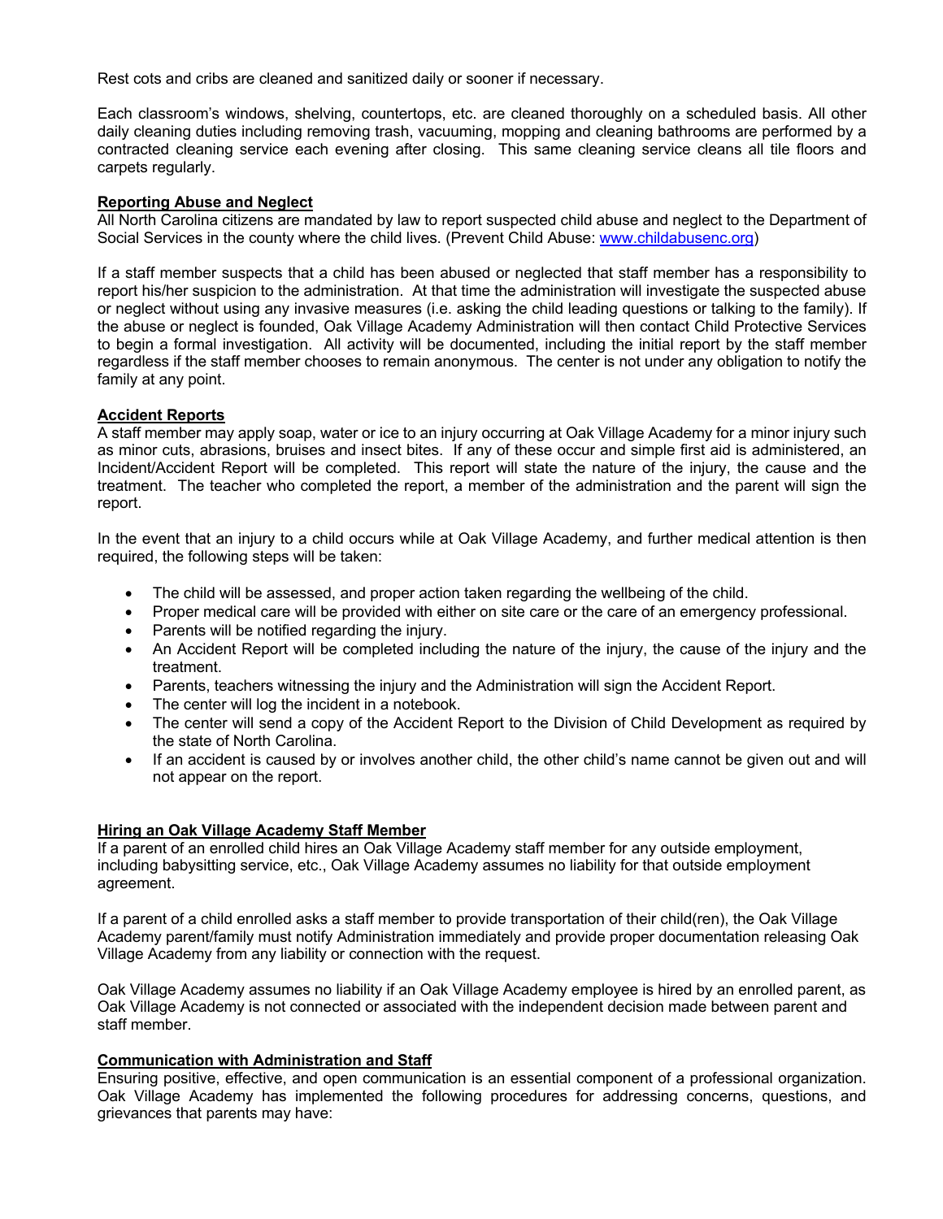Rest cots and cribs are cleaned and sanitized daily or sooner if necessary.

Each classroom's windows, shelving, countertops, etc. are cleaned thoroughly on a scheduled basis. All other daily cleaning duties including removing trash, vacuuming, mopping and cleaning bathrooms are performed by a contracted cleaning service each evening after closing. This same cleaning service cleans all tile floors and carpets regularly.

**Reporting Abuse and Neglect**

All North Carolina citizens are mandated by law to report suspected child abuse and neglect to the Department of Social Services in the county where the child lives. (Prevent Child Abuse: [www.childabusenc.org](http://www.childabusenc.org))

If a staff member suspects that a child has been abused or neglected that staff member has a responsibility to report his/her suspicion to the administration. At that time the administration will investigate the suspected abuse or neglect without using any invasive measures (i.e. asking the child leading questions or talking to the family). If the abuse or neglect is founded, Oak Village Academy Administration will then contact Child Protective Services to begin a formal investigation. All activity will be documented, including the initial report by the staff member regardless if the staff member chooses to remain anonymous. The center is not under any obligation to notify the family at any point.

**Accident Reports**

A staff member may apply soap, water or ice to an injury occurring at Oak Village Academy for a minor injury such as minor cuts, abrasions, bruises and insect bites. If any of these occur and simple first aid is administered, an Incident/Accident Report will be completed. This report will state the nature of the injury, the cause and the treatment. The teacher who completed the report, a member of the administration and the parent will sign the report.

In the event that an injury to a child occurs while at Oak Village Academy, and further medical attention is then required, the following steps will be taken:

- The child will be assessed, and proper action taken regarding the wellbeing of the child.
- Proper medical care will be provided with either on site care or the care of an emergency professional.
- Parents will be notified regarding the injury.
- An Accident Report will be completed including the nature of the injury, the cause of the injury and the treatment.
- Parents, teachers witnessing the injury and the Administration will sign the Accident Report.
- The center will log the incident in a notebook.
- The center will send a copy of the Accident Report to the Division of Child Development as required by the state of North Carolina.
- If an accident is caused by or involves another child, the other child's name cannot be given out and will not appear on the report.

**Hiring an Oak Village Academy Staff Member**

If a parent of an enrolled child hires an Oak Village Academy staff member for any outside employment, including babysitting service, etc., Oak Village Academy assumes no liability for that outside employment agreement.

If a parent of a child enrolled asks a staff member to provide transportation of their child(ren), the Oak Village Academy parent/family must notify Administration immediately and provide proper documentation releasing Oak Village Academy from any liability or connection with the request.

Oak Village Academy assumes no liability if an Oak Village Academy employee is hired by an enrolled parent, as Oak Village Academy is not connected or associated with the independent decision made between parent and staff member.

**Communication with Administration and Staff**

Ensuring positive, effective, and open communication is an essential component of a professional organization. Oak Village Academy has implemented the following procedures for addressing concerns, questions, and grievances that parents may have: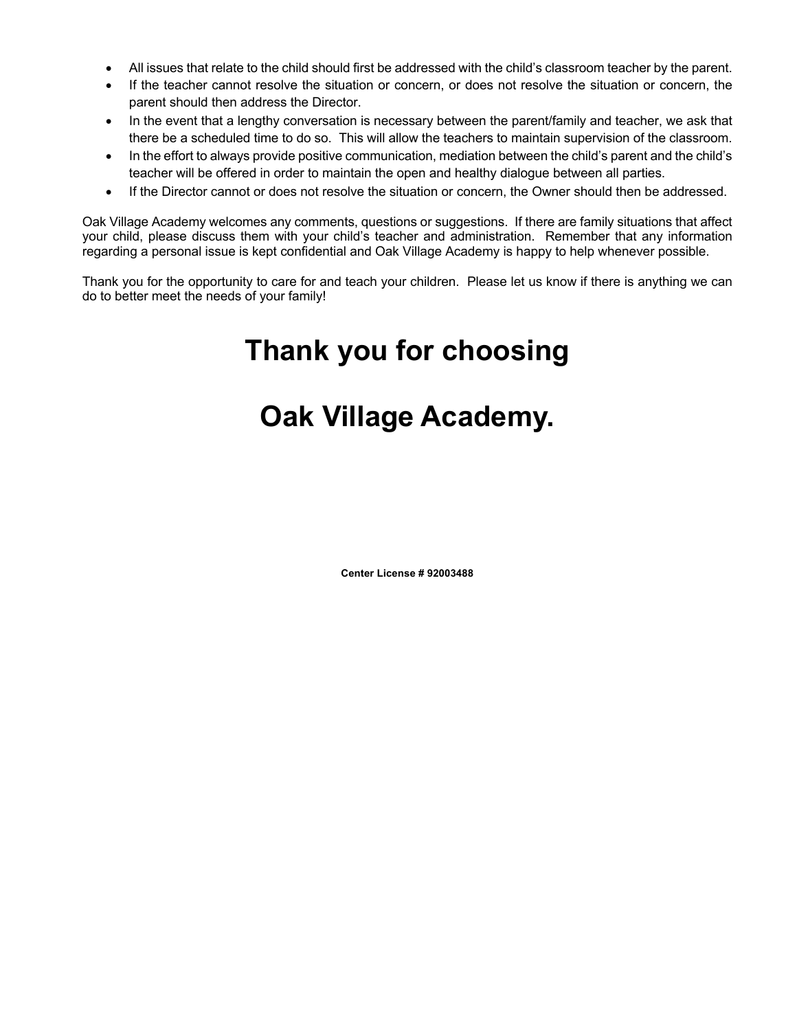- All issues that relate to the child should first be addressed with the child's classroom teacher by the parent.
- If the teacher cannot resolve the situation or concern, or does not resolve the situation or concern, the parent should then address the Director.
- In the event that a lengthy conversation is necessary between the parent/family and teacher, we ask that there be a scheduled time to do so. This will allow the teachers to maintain supervision of the classroom.
- In the effort to always provide positive communication, mediation between the child's parent and the child's teacher will be offered in order to maintain the open and healthy dialogue between all parties.
- If the Director cannot or does not resolve the situation or concern, the Owner should then be addressed.

Oak Village Academy welcomes any comments, questions or suggestions. If there are family situations that affect your child, please discuss them with your child's teacher and administration. Remember that any information regarding a personal issue is kept confidential and Oak Village Academy is happy to help whenever possible.

Thank you for the opportunity to care for and teach your children. Please let us know if there is anything we can do to better meet the needs of your family!

# Thank you for choosing

# Oak Village Academy.

**Center License # 92003488**